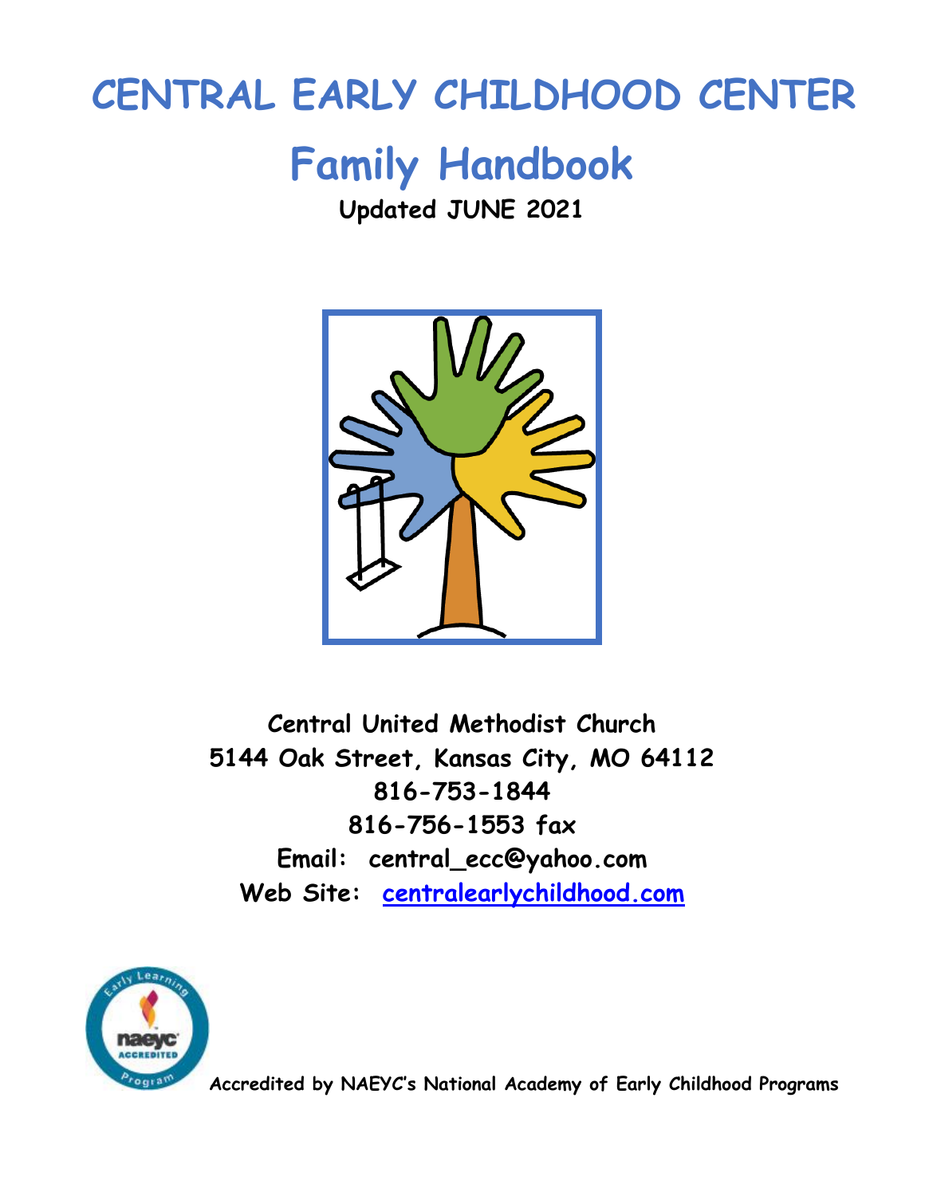# CENTRAL EARLY CHILDHOOD CENTER

# Family Handbook

**Updated JUNE 2021**

**Central United Methodist Church**
**5144 Oak Street, Kansas City, MO 64112**
**816-753-1844**
**816-756-1553 fax**
**Email: central_ecc@yahoo.com**
**Web Site: [centralearlychildhood.com](centralearlychildhood.com)**

**Accredited by NAEYC's National Academy of Early Childhood Programs**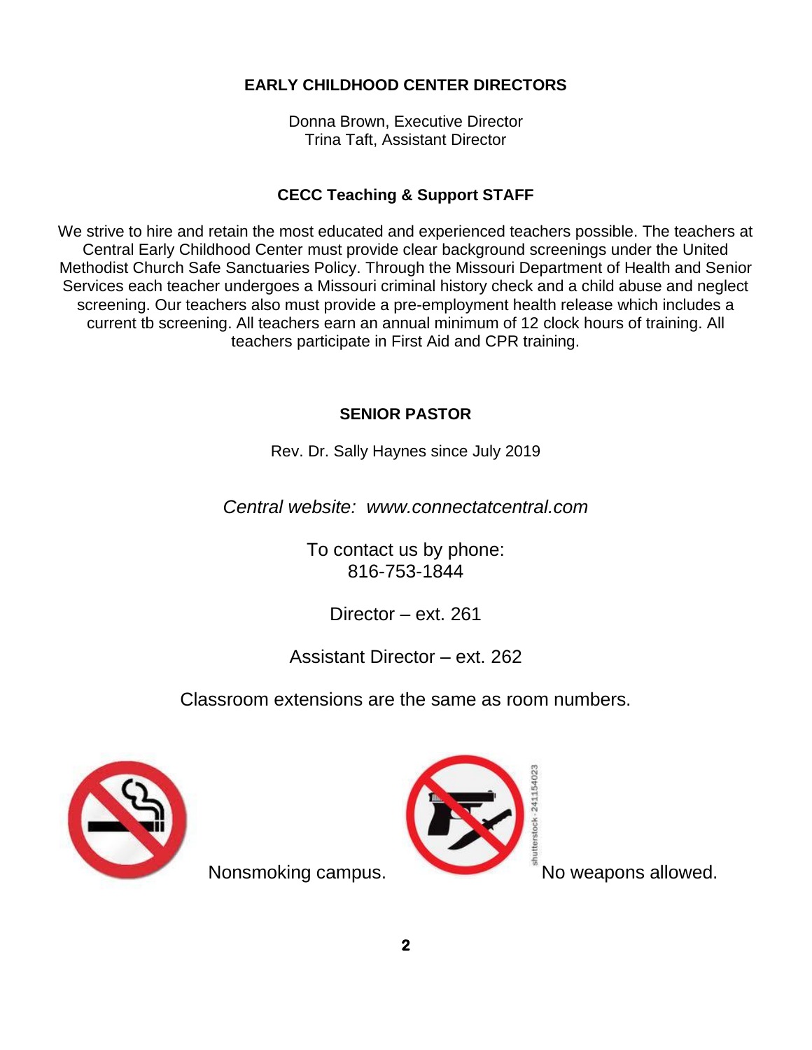## EARLY CHILDHOOD CENTER DIRECTORS

Donna Brown, Executive Director
Trina Taft, Assistant Director

## CECC Teaching & Support STAFF

We strive to hire and retain the most educated and experienced teachers possible. The teachers at Central Early Childhood Center must provide clear background screenings under the United Methodist Church Safe Sanctuaries Policy. Through the Missouri Department of Health and Senior Services each teacher undergoes a Missouri criminal history check and a child abuse and neglect screening. Our teachers also must provide a pre-employment health release which includes a current tb screening. All teachers earn an annual minimum of 12 clock hours of training. All teachers participate in First Aid and CPR training.

## SENIOR PASTOR

Rev. Dr. Sally Haynes since July 2019

*Central website: www.connectatcentral.com*

To contact us by phone:
816-753-1844

Director – ext. 261

Assistant Director – ext. 262

Classroom extensions are the same as room numbers.

Nonsmoking campus.

No weapons allowed.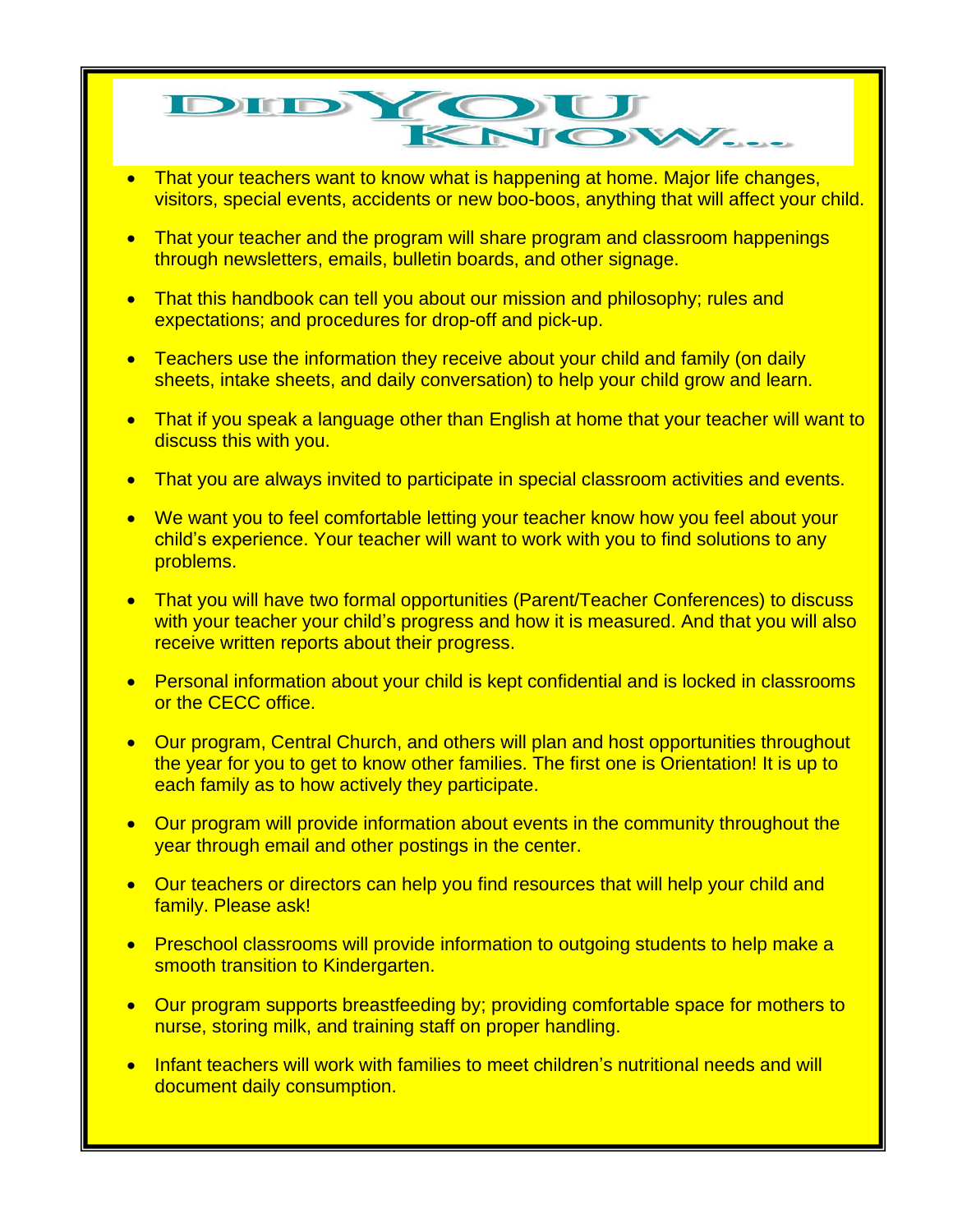# DID YOU KNOW…

- That your teachers want to know what is happening at home. Major life changes, visitors, special events, accidents or new boo-boos, anything that will affect your child.
- That your teacher and the program will share program and classroom happenings through newsletters, emails, bulletin boards, and other signage.
- That this handbook can tell you about our mission and philosophy; rules and expectations; and procedures for drop-off and pick-up.
- Teachers use the information they receive about your child and family (on daily sheets, intake sheets, and daily conversation) to help your child grow and learn.
- That if you speak a language other than English at home that your teacher will want to discuss this with you.
- That you are always invited to participate in special classroom activities and events.
- We want you to feel comfortable letting your teacher know how you feel about your child's experience. Your teacher will want to work with you to find solutions to any problems.
- That you will have two formal opportunities (Parent/Teacher Conferences) to discuss with your teacher your child's progress and how it is measured. And that you will also receive written reports about their progress.
- Personal information about your child is kept confidential and is locked in classrooms or the CECC office.
- Our program, Central Church, and others will plan and host opportunities throughout the year for you to get to know other families. The first one is Orientation! It is up to each family as to how actively they participate.
- Our program will provide information about events in the community throughout the year through email and other postings in the center.
- Our teachers or directors can help you find resources that will help your child and family. Please ask!
- Preschool classrooms will provide information to outgoing students to help make a smooth transition to Kindergarten.
- Our program supports breastfeeding by; providing comfortable space for mothers to nurse, storing milk, and training staff on proper handling.
- Infant teachers will work with families to meet children's nutritional needs and will document daily consumption.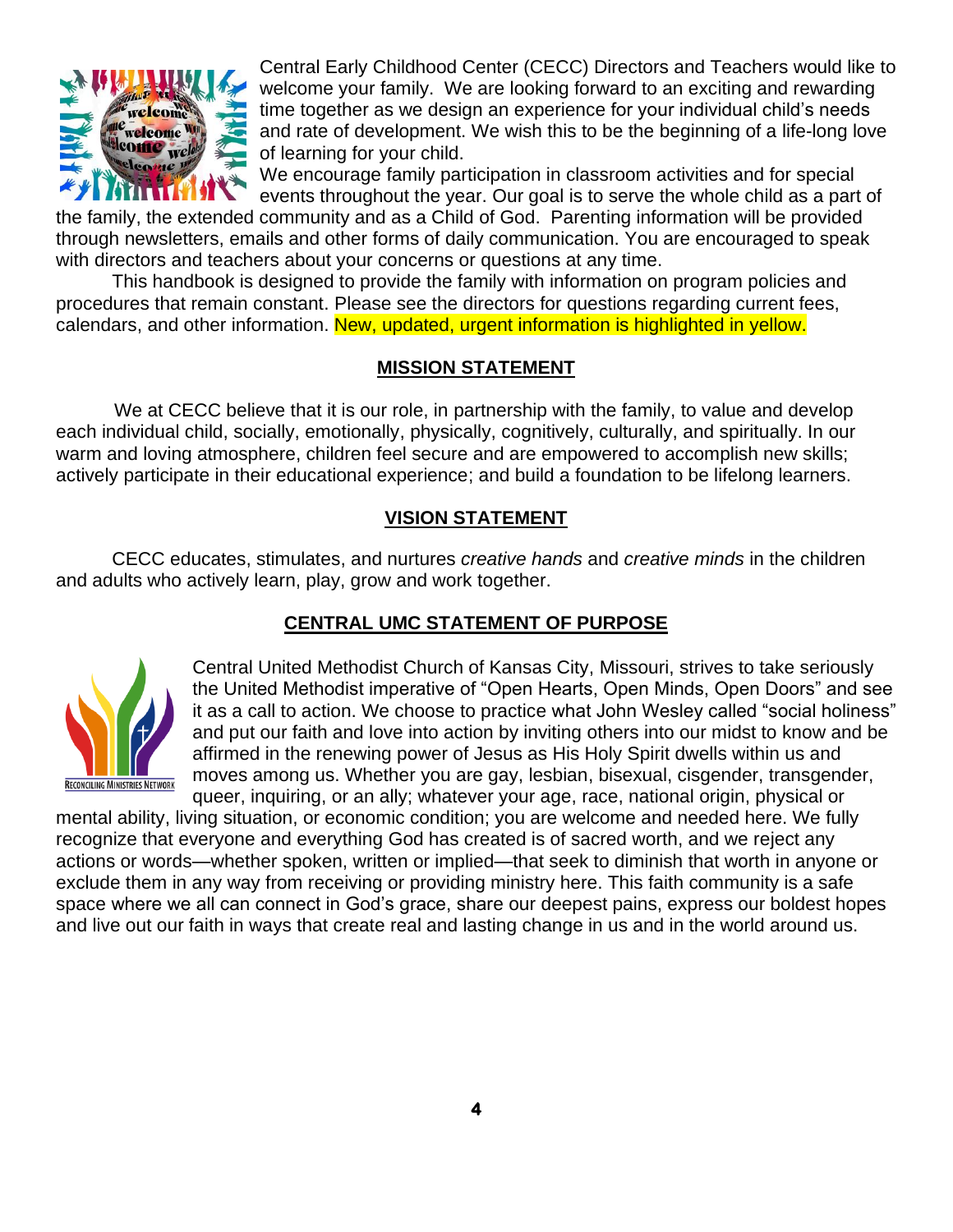Central Early Childhood Center (CECC) Directors and Teachers would like to welcome your family. We are looking forward to an exciting and rewarding time together as we design an experience for your individual child's needs and rate of development. We wish this to be the beginning of a life-long love of learning for your child.

We encourage family participation in classroom activities and for special events throughout the year. Our goal is to serve the whole child as a part of the family, the extended community and as a Child of God. Parenting information will be provided through newsletters, emails and other forms of daily communication. You are encouraged to speak with directors and teachers about your concerns or questions at any time.

This handbook is designed to provide the family with information on program policies and procedures that remain constant. Please see the directors for questions regarding current fees, calendars, and other information. New, updated, urgent information is highlighted in yellow.

## MISSION STATEMENT

We at CECC believe that it is our role, in partnership with the family, to value and develop each individual child, socially, emotionally, physically, cognitively, culturally, and spiritually. In our warm and loving atmosphere, children feel secure and are empowered to accomplish new skills; actively participate in their educational experience; and build a foundation to be lifelong learners.

## VISION STATEMENT

CECC educates, stimulates, and nurtures *creative hands* and *creative minds* in the children and adults who actively learn, play, grow and work together.

## CENTRAL UMC STATEMENT OF PURPOSE

Central United Methodist Church of Kansas City, Missouri, strives to take seriously the United Methodist imperative of "Open Hearts, Open Minds, Open Doors" and see it as a call to action. We choose to practice what John Wesley called "social holiness" and put our faith and love into action by inviting others into our midst to know and be affirmed in the renewing power of Jesus as His Holy Spirit dwells within us and moves among us. Whether you are gay, lesbian, bisexual, cisgender, transgender, queer, inquiring, or an ally; whatever your age, race, national origin, physical or mental ability, living situation, or economic condition; you are welcome and needed here. We fully recognize that everyone and everything God has created is of sacred worth, and we reject any actions or words—whether spoken, written or implied—that seek to diminish that worth in anyone or exclude them in any way from receiving or providing ministry here. This faith community is a safe space where we all can connect in God's grace, share our deepest pains, express our boldest hopes and live out our faith in ways that create real and lasting change in us and in the world around us.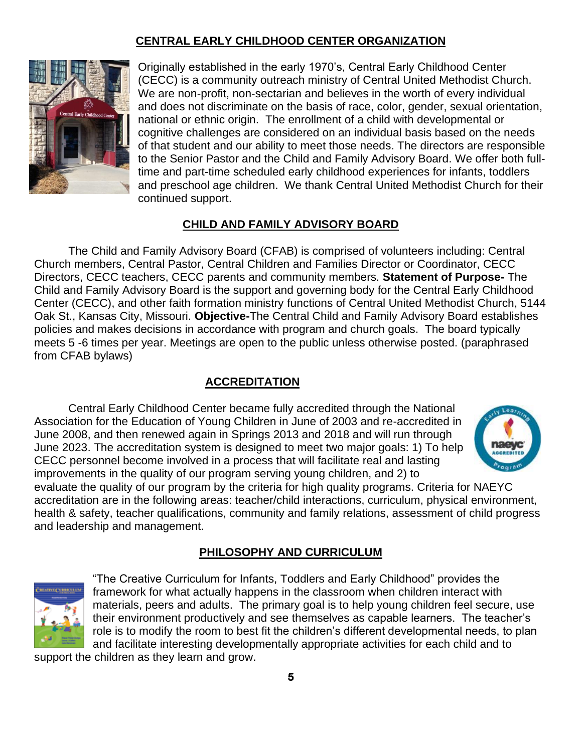## CENTRAL EARLY CHILDHOOD CENTER ORGANIZATION

Originally established in the early 1970's, Central Early Childhood Center (CECC) is a community outreach ministry of Central United Methodist Church. We are non-profit, non-sectarian and believes in the worth of every individual and does not discriminate on the basis of race, color, gender, sexual orientation, national or ethnic origin. The enrollment of a child with developmental or cognitive challenges are considered on an individual basis based on the needs of that student and our ability to meet those needs. The directors are responsible to the Senior Pastor and the Child and Family Advisory Board. We offer both full-time and part-time scheduled early childhood experiences for infants, toddlers and preschool age children. We thank Central United Methodist Church for their continued support.

## CHILD AND FAMILY ADVISORY BOARD

The Child and Family Advisory Board (CFAB) is comprised of volunteers including: Central Church members, Central Pastor, Central Children and Families Director or Coordinator, CECC Directors, CECC teachers, CECC parents and community members. **Statement of Purpose-** The Child and Family Advisory Board is the support and governing body for the Central Early Childhood Center (CECC), and other faith formation ministry functions of Central United Methodist Church, 5144 Oak St., Kansas City, Missouri. **Objective-**The Central Child and Family Advisory Board establishes policies and makes decisions in accordance with program and church goals. The board typically meets 5 -6 times per year. Meetings are open to the public unless otherwise posted. (paraphrased from CFAB bylaws)

## ACCREDITATION

Central Early Childhood Center became fully accredited through the National Association for the Education of Young Children in June of 2003 and re-accredited in June 2008, and then renewed again in Springs 2013 and 2018 and will run through June 2023. The accreditation system is designed to meet two major goals: 1) To help CECC personnel become involved in a process that will facilitate real and lasting improvements in the quality of our program serving young children, and 2) to evaluate the quality of our program by the criteria for high quality programs. Criteria for NAEYC accreditation are in the following areas: teacher/child interactions, curriculum, physical environment, health & safety, teacher qualifications, community and family relations, assessment of child progress and leadership and management.

## PHILOSOPHY AND CURRICULUM

"The Creative Curriculum for Infants, Toddlers and Early Childhood" provides the framework for what actually happens in the classroom when children interact with materials, peers and adults. The primary goal is to help young children feel secure, use their environment productively and see themselves as capable learners. The teacher's role is to modify the room to best fit the children's different developmental needs, to plan and facilitate interesting developmentally appropriate activities for each child and to support the children as they learn and grow.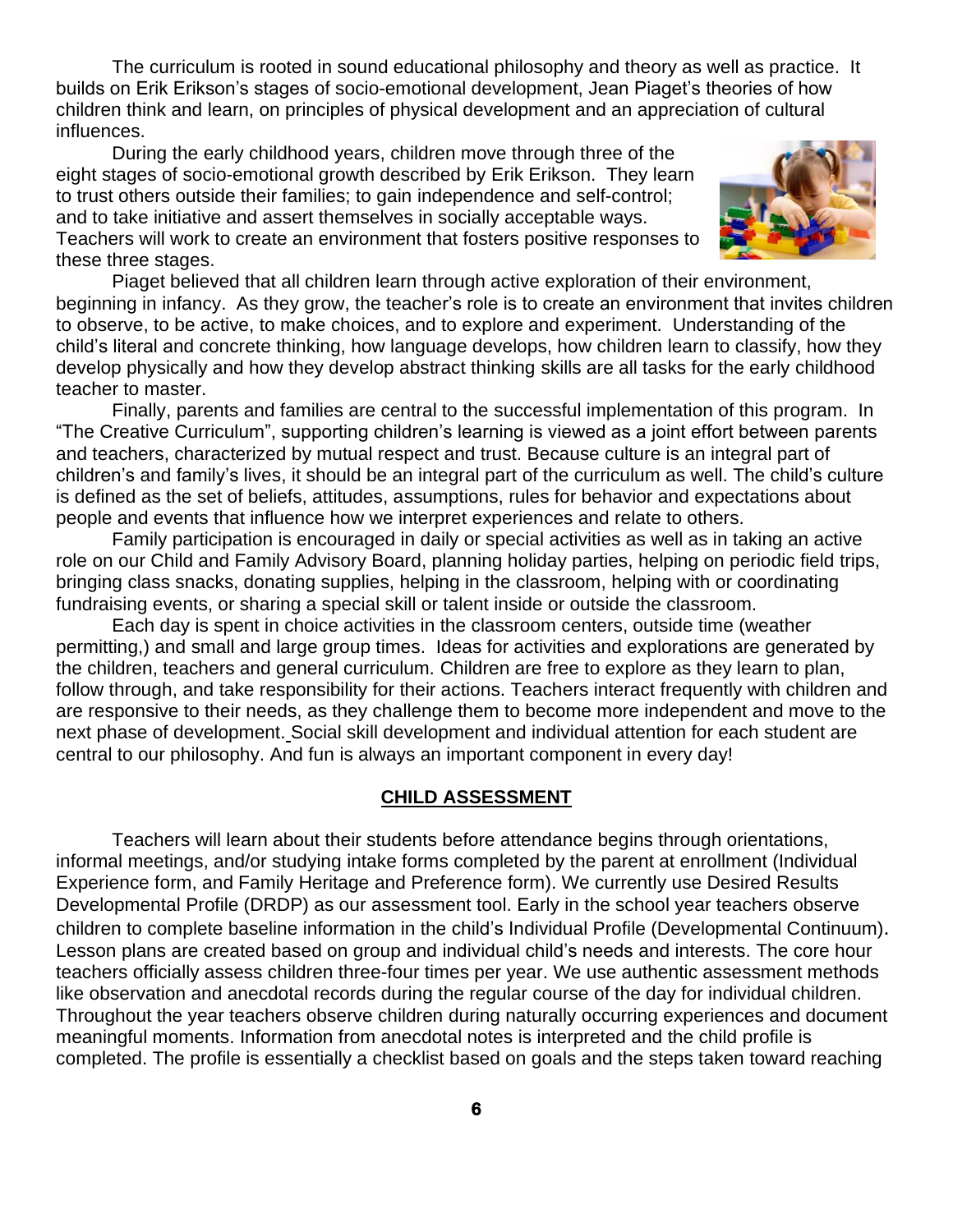The curriculum is rooted in sound educational philosophy and theory as well as practice. It builds on Erik Erikson's stages of socio-emotional development, Jean Piaget's theories of how children think and learn, on principles of physical development and an appreciation of cultural influences.

During the early childhood years, children move through three of the eight stages of socio-emotional growth described by Erik Erikson. They learn to trust others outside their families; to gain independence and self-control; and to take initiative and assert themselves in socially acceptable ways. Teachers will work to create an environment that fosters positive responses to these three stages.

Piaget believed that all children learn through active exploration of their environment, beginning in infancy. As they grow, the teacher's role is to create an environment that invites children to observe, to be active, to make choices, and to explore and experiment. Understanding of the child's literal and concrete thinking, how language develops, how children learn to classify, how they develop physically and how they develop abstract thinking skills are all tasks for the early childhood teacher to master.

Finally, parents and families are central to the successful implementation of this program. In "The Creative Curriculum", supporting children's learning is viewed as a joint effort between parents and teachers, characterized by mutual respect and trust. Because culture is an integral part of children's and family's lives, it should be an integral part of the curriculum as well. The child's culture is defined as the set of beliefs, attitudes, assumptions, rules for behavior and expectations about people and events that influence how we interpret experiences and relate to others.

Family participation is encouraged in daily or special activities as well as in taking an active role on our Child and Family Advisory Board, planning holiday parties, helping on periodic field trips, bringing class snacks, donating supplies, helping in the classroom, helping with or coordinating fundraising events, or sharing a special skill or talent inside or outside the classroom.

Each day is spent in choice activities in the classroom centers, outside time (weather permitting,) and small and large group times. Ideas for activities and explorations are generated by the children, teachers and general curriculum. Children are free to explore as they learn to plan, follow through, and take responsibility for their actions. Teachers interact frequently with children and are responsive to their needs, as they challenge them to become more independent and move to the next phase of development. Social skill development and individual attention for each student are central to our philosophy. And fun is always an important component in every day!

## CHILD ASSESSMENT

Teachers will learn about their students before attendance begins through orientations, informal meetings, and/or studying intake forms completed by the parent at enrollment (Individual Experience form, and Family Heritage and Preference form). We currently use Desired Results Developmental Profile (DRDP) as our assessment tool. Early in the school year teachers observe children to complete baseline information in the child's Individual Profile (Developmental Continuum). Lesson plans are created based on group and individual child's needs and interests. The core hour teachers officially assess children three-four times per year. We use authentic assessment methods like observation and anecdotal records during the regular course of the day for individual children. Throughout the year teachers observe children during naturally occurring experiences and document meaningful moments. Information from anecdotal notes is interpreted and the child profile is completed. The profile is essentially a checklist based on goals and the steps taken toward reaching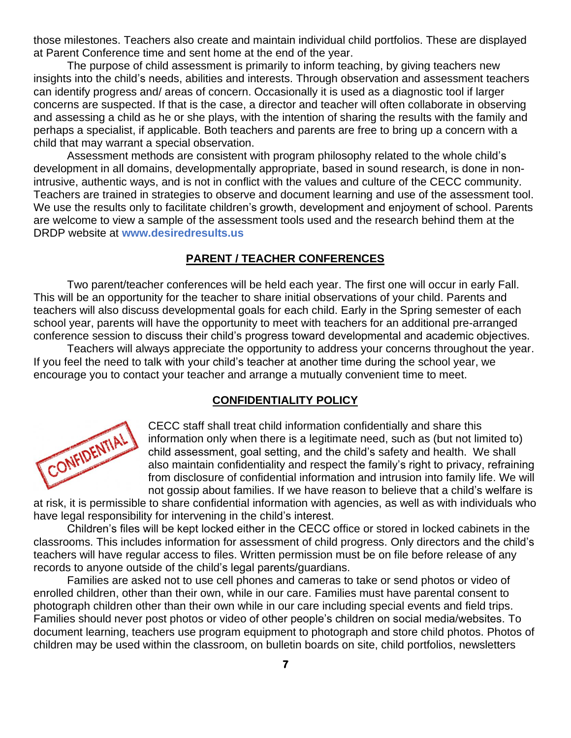those milestones. Teachers also create and maintain individual child portfolios. These are displayed at Parent Conference time and sent home at the end of the year.

The purpose of child assessment is primarily to inform teaching, by giving teachers new insights into the child's needs, abilities and interests. Through observation and assessment teachers can identify progress and/ areas of concern. Occasionally it is used as a diagnostic tool if larger concerns are suspected. If that is the case, a director and teacher will often collaborate in observing and assessing a child as he or she plays, with the intention of sharing the results with the family and perhaps a specialist, if applicable. Both teachers and parents are free to bring up a concern with a child that may warrant a special observation.

Assessment methods are consistent with program philosophy related to the whole child's development in all domains, developmentally appropriate, based in sound research, is done in non-intrusive, authentic ways, and is not in conflict with the values and culture of the CECC community. Teachers are trained in strategies to observe and document learning and use of the assessment tool. We use the results only to facilitate children's growth, development and enjoyment of school. Parents are welcome to view a sample of the assessment tools used and the research behind them at the DRDP website at **www.desiredresults.us**

## PARENT / TEACHER CONFERENCES

Two parent/teacher conferences will be held each year. The first one will occur in early Fall. This will be an opportunity for the teacher to share initial observations of your child. Parents and teachers will also discuss developmental goals for each child. Early in the Spring semester of each school year, parents will have the opportunity to meet with teachers for an additional pre-arranged conference session to discuss their child's progress toward developmental and academic objectives.

Teachers will always appreciate the opportunity to address your concerns throughout the year. If you feel the need to talk with your child's teacher at another time during the school year, we encourage you to contact your teacher and arrange a mutually convenient time to meet.

## CONFIDENTIALITY POLICY

CECC staff shall treat child information confidentially and share this information only when there is a legitimate need, such as (but not limited to) child assessment, goal setting, and the child's safety and health. We shall also maintain confidentiality and respect the family's right to privacy, refraining from disclosure of confidential information and intrusion into family life. We will not gossip about families. If we have reason to believe that a child's welfare is at risk, it is permissible to share confidential information with agencies, as well as with individuals who have legal responsibility for intervening in the child's interest.

Children's files will be kept locked either in the CECC office or stored in locked cabinets in the classrooms. This includes information for assessment of child progress. Only directors and the child's teachers will have regular access to files. Written permission must be on file before release of any records to anyone outside of the child's legal parents/guardians.

Families are asked not to use cell phones and cameras to take or send photos or video of enrolled children, other than their own, while in our care. Families must have parental consent to photograph children other than their own while in our care including special events and field trips. Families should never post photos or video of other people's children on social media/websites. To document learning, teachers use program equipment to photograph and store child photos. Photos of children may be used within the classroom, on bulletin boards on site, child portfolios, newsletters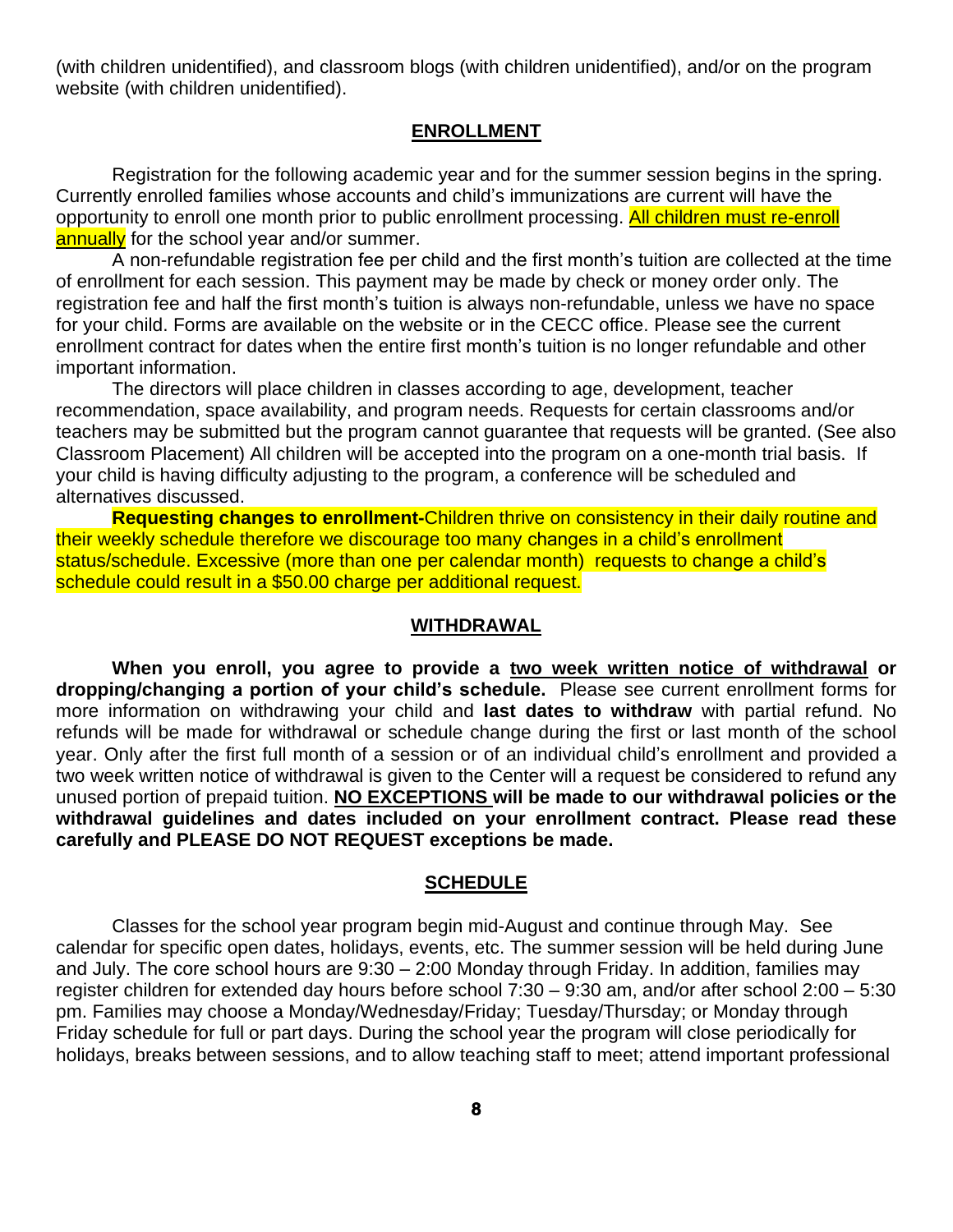(with children unidentified), and classroom blogs (with children unidentified), and/or on the program website (with children unidentified).

## ENROLLMENT

Registration for the following academic year and for the summer session begins in the spring. Currently enrolled families whose accounts and child's immunizations are current will have the opportunity to enroll one month prior to public enrollment processing. All children must re-enroll annually for the school year and/or summer.

A non-refundable registration fee per child and the first month's tuition are collected at the time of enrollment for each session. This payment may be made by check or money order only. The registration fee and half the first month's tuition is always non-refundable, unless we have no space for your child. Forms are available on the website or in the CECC office. Please see the current enrollment contract for dates when the entire first month's tuition is no longer refundable and other important information.

The directors will place children in classes according to age, development, teacher recommendation, space availability, and program needs. Requests for certain classrooms and/or teachers may be submitted but the program cannot guarantee that requests will be granted. (See also Classroom Placement) All children will be accepted into the program on a one-month trial basis. If your child is having difficulty adjusting to the program, a conference will be scheduled and alternatives discussed.

**Requesting changes to enrollment-**Children thrive on consistency in their daily routine and their weekly schedule therefore we discourage too many changes in a child's enrollment status/schedule. Excessive (more than one per calendar month) requests to change a child's schedule could result in a $50.00 charge per additional request.

## WITHDRAWAL

**When you enroll, you agree to provide a two week written notice of withdrawal or dropping/changing a portion of your child's schedule.** Please see current enrollment forms for more information on withdrawing your child and **last dates to withdraw** with partial refund. No refunds will be made for withdrawal or schedule change during the first or last month of the school year. Only after the first full month of a session or of an individual child's enrollment and provided a two week written notice of withdrawal is given to the Center will a request be considered to refund any unused portion of prepaid tuition. **NO EXCEPTIONS will be made to our withdrawal policies or the withdrawal guidelines and dates included on your enrollment contract. Please read these carefully and PLEASE DO NOT REQUEST exceptions be made.**

## SCHEDULE

Classes for the school year program begin mid-August and continue through May. See calendar for specific open dates, holidays, events, etc. The summer session will be held during June and July. The core school hours are 9:30 – 2:00 Monday through Friday. In addition, families may register children for extended day hours before school 7:30 – 9:30 am, and/or after school 2:00 – 5:30 pm. Families may choose a Monday/Wednesday/Friday; Tuesday/Thursday; or Monday through Friday schedule for full or part days. During the school year the program will close periodically for holidays, breaks between sessions, and to allow teaching staff to meet; attend important professional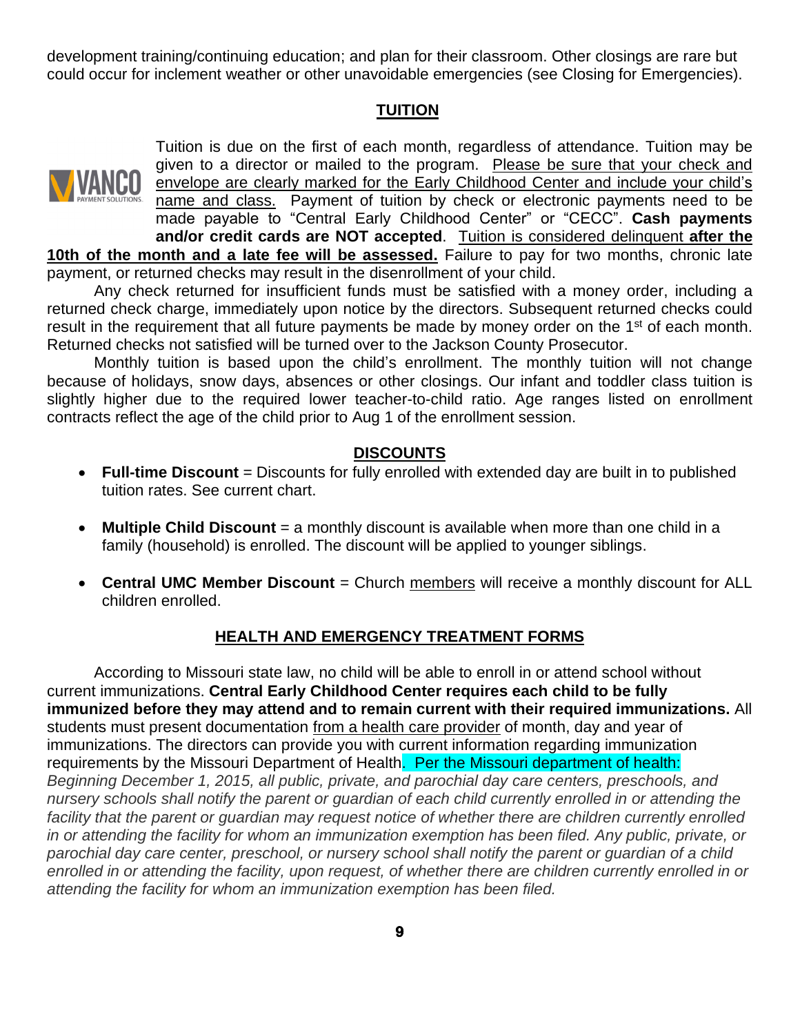development training/continuing education; and plan for their classroom. Other closings are rare but could occur for inclement weather or other unavoidable emergencies (see Closing for Emergencies).

## TUITION

Tuition is due on the first of each month, regardless of attendance. Tuition may be given to a director or mailed to the program. Please be sure that your check and envelope are clearly marked for the Early Childhood Center and include your child's name and class. Payment of tuition by check or electronic payments need to be made payable to "Central Early Childhood Center" or "CECC". **Cash payments and/or credit cards are NOT accepted**. Tuition is considered delinquent **after the 10th of the month and a late fee will be assessed.** Failure to pay for two months, chronic late payment, or returned checks may result in the disenrollment of your child.

Any check returned for insufficient funds must be satisfied with a money order, including a returned check charge, immediately upon notice by the directors. Subsequent returned checks could result in the requirement that all future payments be made by money order on the 1st of each month. Returned checks not satisfied will be turned over to the Jackson County Prosecutor.

Monthly tuition is based upon the child's enrollment. The monthly tuition will not change because of holidays, snow days, absences or other closings. Our infant and toddler class tuition is slightly higher due to the required lower teacher-to-child ratio. Age ranges listed on enrollment contracts reflect the age of the child prior to Aug 1 of the enrollment session.

## DISCOUNTS

- **Full-time Discount** = Discounts for fully enrolled with extended day are built in to published tuition rates. See current chart.
- **Multiple Child Discount** = a monthly discount is available when more than one child in a family (household) is enrolled. The discount will be applied to younger siblings.
- **Central UMC Member Discount** = Church members will receive a monthly discount for ALL children enrolled.

## HEALTH AND EMERGENCY TREATMENT FORMS

According to Missouri state law, no child will be able to enroll in or attend school without current immunizations. **Central Early Childhood Center requires each child to be fully immunized before they may attend and to remain current with their required immunizations.** All students must present documentation from a health care provider of month, day and year of immunizations. The directors can provide you with current information regarding immunization requirements by the Missouri Department of Health. Per the Missouri department of health: *Beginning December 1, 2015, all public, private, and parochial day care centers, preschools, and nursery schools shall notify the parent or guardian of each child currently enrolled in or attending the facility that the parent or guardian may request notice of whether there are children currently enrolled in or attending the facility for whom an immunization exemption has been filed. Any public, private, or parochial day care center, preschool, or nursery school shall notify the parent or guardian of a child enrolled in or attending the facility, upon request, of whether there are children currently enrolled in or attending the facility for whom an immunization exemption has been filed.*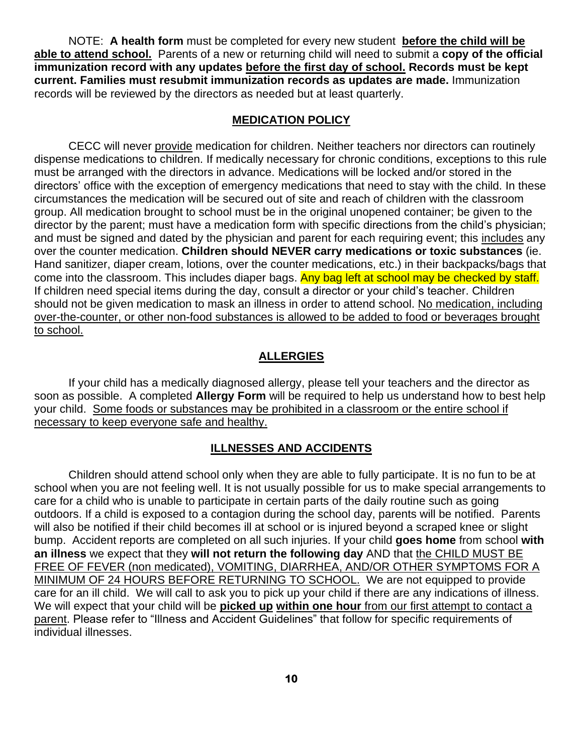NOTE: **A health form** must be completed for every new student **before the child will be able to attend school.** Parents of a new or returning child will need to submit a **copy of the official immunization record with any updates before the first day of school. Records must be kept current. Families must resubmit immunization records as updates are made.** Immunization records will be reviewed by the directors as needed but at least quarterly.

## MEDICATION POLICY

CECC will never provide medication for children. Neither teachers nor directors can routinely dispense medications to children. If medically necessary for chronic conditions, exceptions to this rule must be arranged with the directors in advance. Medications will be locked and/or stored in the directors' office with the exception of emergency medications that need to stay with the child. In these circumstances the medication will be secured out of site and reach of children with the classroom group. All medication brought to school must be in the original unopened container; be given to the director by the parent; must have a medication form with specific directions from the child's physician; and must be signed and dated by the physician and parent for each requiring event; this includes any over the counter medication. **Children should NEVER carry medications or toxic substances** (ie. Hand sanitizer, diaper cream, lotions, over the counter medications, etc.) in their backpacks/bags that come into the classroom. This includes diaper bags. Any bag left at school may be checked by staff. If children need special items during the day, consult a director or your child's teacher. Children should not be given medication to mask an illness in order to attend school. No medication, including over-the-counter, or other non-food substances is allowed to be added to food or beverages brought to school.

## ALLERGIES

If your child has a medically diagnosed allergy, please tell your teachers and the director as soon as possible. A completed **Allergy Form** will be required to help us understand how to best help your child. Some foods or substances may be prohibited in a classroom or the entire school if necessary to keep everyone safe and healthy.

## ILLNESSES AND ACCIDENTS

Children should attend school only when they are able to fully participate. It is no fun to be at school when you are not feeling well. It is not usually possible for us to make special arrangements to care for a child who is unable to participate in certain parts of the daily routine such as going outdoors. If a child is exposed to a contagion during the school day, parents will be notified. Parents will also be notified if their child becomes ill at school or is injured beyond a scraped knee or slight bump. Accident reports are completed on all such injuries. If your child **goes home** from school **with an illness** we expect that they **will not return the following day** AND that the CHILD MUST BE FREE OF FEVER (non medicated), VOMITING, DIARRHEA, AND/OR OTHER SYMPTOMS FOR A MINIMUM OF 24 HOURS BEFORE RETURNING TO SCHOOL. We are not equipped to provide care for an ill child. We will call to ask you to pick up your child if there are any indications of illness. We will expect that your child will be **picked up within one hour** from our first attempt to contact a parent. Please refer to "Illness and Accident Guidelines" that follow for specific requirements of individual illnesses.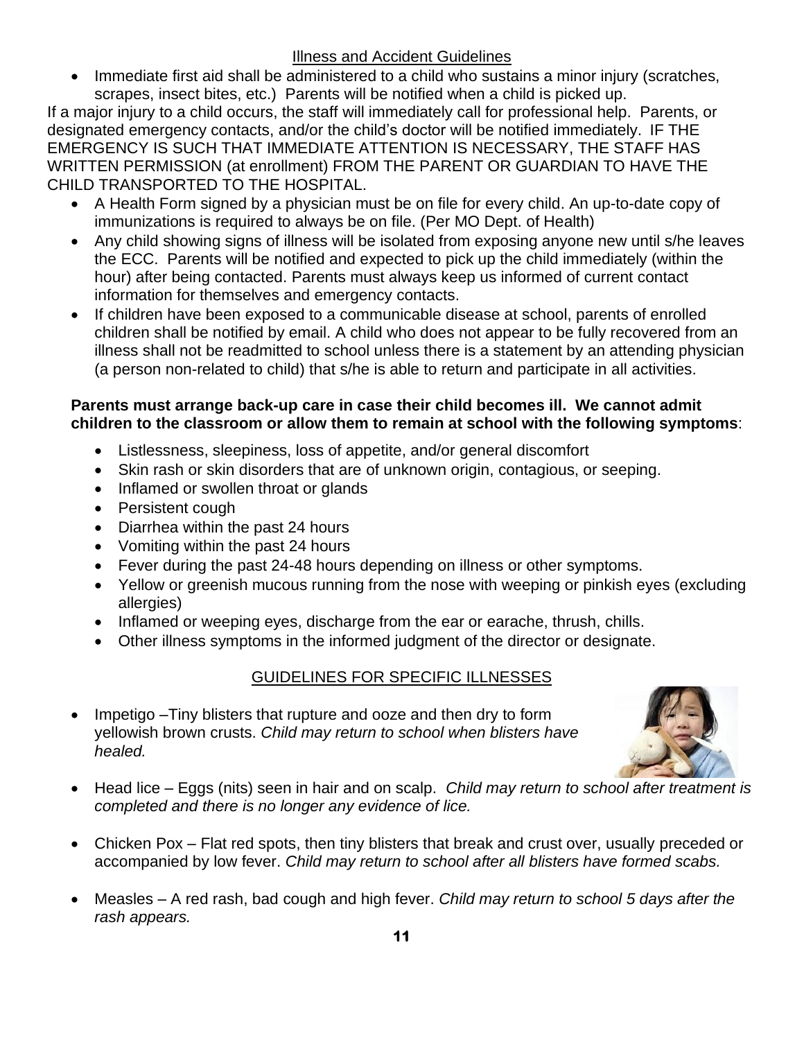## Illness and Accident Guidelines

- Immediate first aid shall be administered to a child who sustains a minor injury (scratches, scrapes, insect bites, etc.) Parents will be notified when a child is picked up.

If a major injury to a child occurs, the staff will immediately call for professional help. Parents, or designated emergency contacts, and/or the child's doctor will be notified immediately. IF THE EMERGENCY IS SUCH THAT IMMEDIATE ATTENTION IS NECESSARY, THE STAFF HAS WRITTEN PERMISSION (at enrollment) FROM THE PARENT OR GUARDIAN TO HAVE THE CHILD TRANSPORTED TO THE HOSPITAL.

- A Health Form signed by a physician must be on file for every child. An up-to-date copy of immunizations is required to always be on file. (Per MO Dept. of Health)
- Any child showing signs of illness will be isolated from exposing anyone new until s/he leaves the ECC. Parents will be notified and expected to pick up the child immediately (within the hour) after being contacted. Parents must always keep us informed of current contact information for themselves and emergency contacts.
- If children have been exposed to a communicable disease at school, parents of enrolled children shall be notified by email. A child who does not appear to be fully recovered from an illness shall not be readmitted to school unless there is a statement by an attending physician (a person non-related to child) that s/he is able to return and participate in all activities.

**Parents must arrange back-up care in case their child becomes ill. We cannot admit children to the classroom or allow them to remain at school with the following symptoms**:

- Listlessness, sleepiness, loss of appetite, and/or general discomfort
- Skin rash or skin disorders that are of unknown origin, contagious, or seeping.
- Inflamed or swollen throat or glands
- Persistent cough
- Diarrhea within the past 24 hours
- Vomiting within the past 24 hours
- Fever during the past 24-48 hours depending on illness or other symptoms.
- Yellow or greenish mucous running from the nose with weeping or pinkish eyes (excluding allergies)
- Inflamed or weeping eyes, discharge from the ear or earache, thrush, chills.
- Other illness symptoms in the informed judgment of the director or designate.

## GUIDELINES FOR SPECIFIC ILLNESSES

- Impetigo –Tiny blisters that rupture and ooze and then dry to form yellowish brown crusts. *Child may return to school when blisters have healed.*
- Head lice – Eggs (nits) seen in hair and on scalp. *Child may return to school after treatment is completed and there is no longer any evidence of lice.*
- Chicken Pox – Flat red spots, then tiny blisters that break and crust over, usually preceded or accompanied by low fever. *Child may return to school after all blisters have formed scabs.*
- Measles – A red rash, bad cough and high fever. *Child may return to school 5 days after the rash appears.*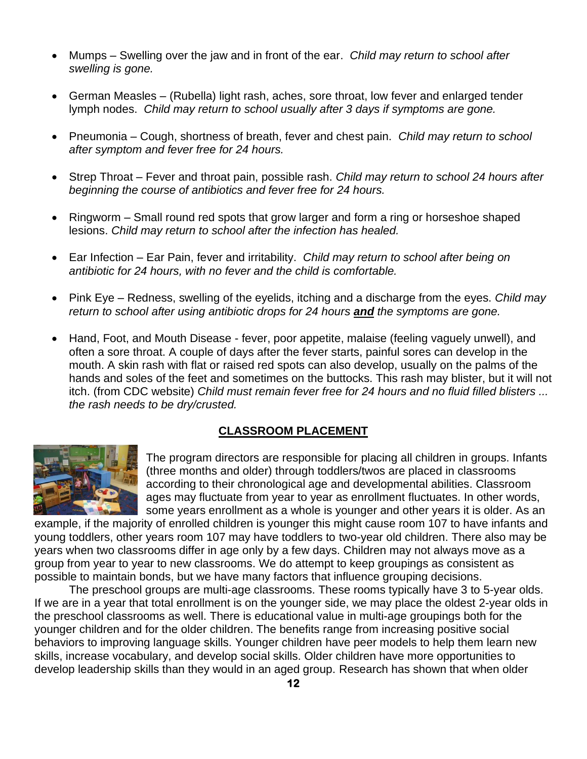- Mumps – Swelling over the jaw and in front of the ear. *Child may return to school after swelling is gone.*
- German Measles – (Rubella) light rash, aches, sore throat, low fever and enlarged tender lymph nodes. *Child may return to school usually after 3 days if symptoms are gone.*
- Pneumonia – Cough, shortness of breath, fever and chest pain. *Child may return to school after symptom and fever free for 24 hours.*
- Strep Throat – Fever and throat pain, possible rash. *Child may return to school 24 hours after beginning the course of antibiotics and fever free for 24 hours.*
- Ringworm – Small round red spots that grow larger and form a ring or horseshoe shaped lesions. *Child may return to school after the infection has healed.*
- Ear Infection – Ear Pain, fever and irritability. *Child may return to school after being on antibiotic for 24 hours, with no fever and the child is comfortable.*
- Pink Eye – Redness, swelling of the eyelids, itching and a discharge from the eyes. *Child may return to school after using antibiotic drops for 24 hours **and** the symptoms are gone.*
- Hand, Foot, and Mouth Disease - fever, poor appetite, malaise (feeling vaguely unwell), and often a sore throat. A couple of days after the fever starts, painful sores can develop in the mouth. A skin rash with flat or raised red spots can also develop, usually on the palms of the hands and soles of the feet and sometimes on the buttocks. This rash may blister, but it will not itch. (from CDC website) *Child must remain fever free for 24 hours and no fluid filled blisters ... the rash needs to be dry/crusted.*

## CLASSROOM PLACEMENT

The program directors are responsible for placing all children in groups. Infants (three months and older) through toddlers/twos are placed in classrooms according to their chronological age and developmental abilities. Classroom ages may fluctuate from year to year as enrollment fluctuates. In other words, some years enrollment as a whole is younger and other years it is older. As an example, if the majority of enrolled children is younger this might cause room 107 to have infants and young toddlers, other years room 107 may have toddlers to two-year old children. There also may be years when two classrooms differ in age only by a few days. Children may not always move as a group from year to year to new classrooms. We do attempt to keep groupings as consistent as possible to maintain bonds, but we have many factors that influence grouping decisions.

The preschool groups are multi-age classrooms. These rooms typically have 3 to 5-year olds. If we are in a year that total enrollment is on the younger side, we may place the oldest 2-year olds in the preschool classrooms as well. There is educational value in multi-age groupings both for the younger children and for the older children. The benefits range from increasing positive social behaviors to improving language skills. Younger children have peer models to help them learn new skills, increase vocabulary, and develop social skills. Older children have more opportunities to develop leadership skills than they would in an aged group. Research has shown that when older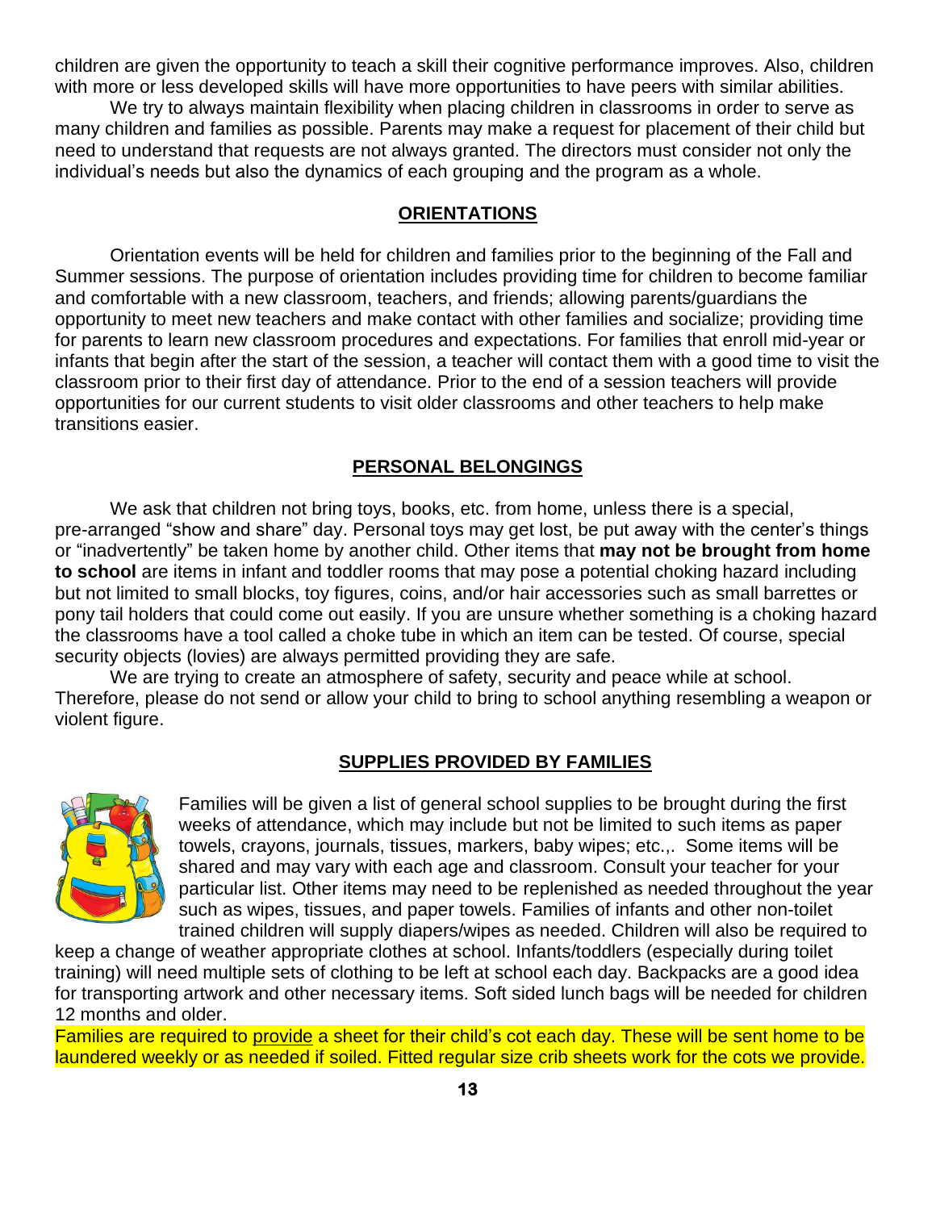children are given the opportunity to teach a skill their cognitive performance improves. Also, children with more or less developed skills will have more opportunities to have peers with similar abilities.

We try to always maintain flexibility when placing children in classrooms in order to serve as many children and families as possible. Parents may make a request for placement of their child but need to understand that requests are not always granted. The directors must consider not only the individual's needs but also the dynamics of each grouping and the program as a whole.

## ORIENTATIONS

Orientation events will be held for children and families prior to the beginning of the Fall and Summer sessions. The purpose of orientation includes providing time for children to become familiar and comfortable with a new classroom, teachers, and friends; allowing parents/guardians the opportunity to meet new teachers and make contact with other families and socialize; providing time for parents to learn new classroom procedures and expectations. For families that enroll mid-year or infants that begin after the start of the session, a teacher will contact them with a good time to visit the classroom prior to their first day of attendance. Prior to the end of a session teachers will provide opportunities for our current students to visit older classrooms and other teachers to help make transitions easier.

## PERSONAL BELONGINGS

We ask that children not bring toys, books, etc. from home, unless there is a special, pre-arranged "show and share" day. Personal toys may get lost, be put away with the center's things or "inadvertently" be taken home by another child. Other items that **may not be brought from home to school** are items in infant and toddler rooms that may pose a potential choking hazard including but not limited to small blocks, toy figures, coins, and/or hair accessories such as small barrettes or pony tail holders that could come out easily. If you are unsure whether something is a choking hazard the classrooms have a tool called a choke tube in which an item can be tested. Of course, special security objects (lovies) are always permitted providing they are safe.

We are trying to create an atmosphere of safety, security and peace while at school. Therefore, please do not send or allow your child to bring to school anything resembling a weapon or violent figure.

## SUPPLIES PROVIDED BY FAMILIES

Families will be given a list of general school supplies to be brought during the first weeks of attendance, which may include but not be limited to such items as paper towels, crayons, journals, tissues, markers, baby wipes; etc.,. Some items will be shared and may vary with each age and classroom. Consult your teacher for your particular list. Other items may need to be replenished as needed throughout the year such as wipes, tissues, and paper towels. Families of infants and other non-toilet trained children will supply diapers/wipes as needed. Children will also be required to keep a change of weather appropriate clothes at school. Infants/toddlers (especially during toilet training) will need multiple sets of clothing to be left at school each day. Backpacks are a good idea for transporting artwork and other necessary items. Soft sided lunch bags will be needed for children 12 months and older.

Families are required to provide a sheet for their child's cot each day. These will be sent home to be laundered weekly or as needed if soiled. Fitted regular size crib sheets work for the cots we provide.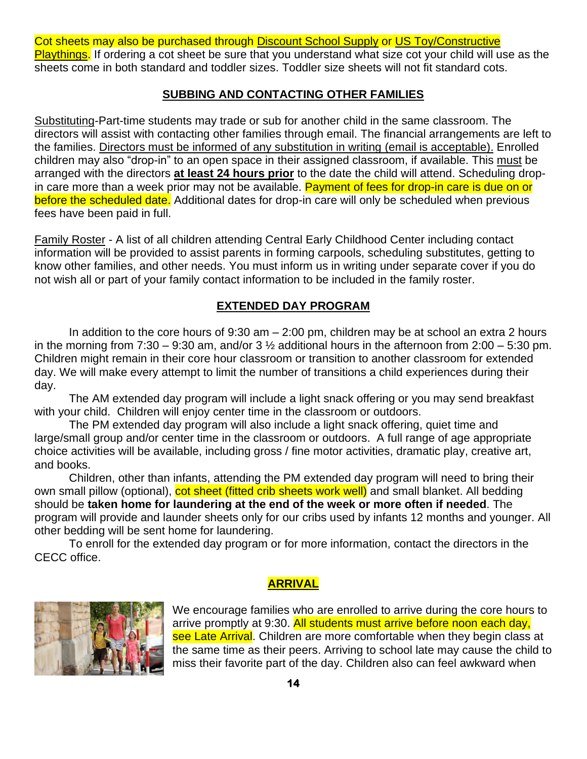Cot sheets may also be purchased through Discount School Supply or US Toy/Constructive Playthings. If ordering a cot sheet be sure that you understand what size cot your child will use as the sheets come in both standard and toddler sizes. Toddler size sheets will not fit standard cots.

## SUBBING AND CONTACTING OTHER FAMILIES

Substituting-Part-time students may trade or sub for another child in the same classroom. The directors will assist with contacting other families through email. The financial arrangements are left to the families. Directors must be informed of any substitution in writing (email is acceptable). Enrolled children may also "drop-in" to an open space in their assigned classroom, if available. This must be arranged with the directors **at least 24 hours prior** to the date the child will attend. Scheduling drop-in care more than a week prior may not be available. Payment of fees for drop-in care is due on or before the scheduled date. Additional dates for drop-in care will only be scheduled when previous fees have been paid in full.

Family Roster - A list of all children attending Central Early Childhood Center including contact information will be provided to assist parents in forming carpools, scheduling substitutes, getting to know other families, and other needs. You must inform us in writing under separate cover if you do not wish all or part of your family contact information to be included in the family roster.

## EXTENDED DAY PROGRAM

In addition to the core hours of 9:30 am – 2:00 pm, children may be at school an extra 2 hours in the morning from 7:30 – 9:30 am, and/or 3 ½ additional hours in the afternoon from 2:00 – 5:30 pm. Children might remain in their core hour classroom or transition to another classroom for extended day. We will make every attempt to limit the number of transitions a child experiences during their day.

The AM extended day program will include a light snack offering or you may send breakfast with your child. Children will enjoy center time in the classroom or outdoors.

The PM extended day program will also include a light snack offering, quiet time and large/small group and/or center time in the classroom or outdoors. A full range of age appropriate choice activities will be available, including gross / fine motor activities, dramatic play, creative art, and books.

Children, other than infants, attending the PM extended day program will need to bring their own small pillow (optional), cot sheet (fitted crib sheets work well) and small blanket. All bedding should be **taken home for laundering at the end of the week or more often if needed**. The program will provide and launder sheets only for our cribs used by infants 12 months and younger. All other bedding will be sent home for laundering.

To enroll for the extended day program or for more information, contact the directors in the CECC office.

## ARRIVAL

We encourage families who are enrolled to arrive during the core hours to arrive promptly at 9:30. All students must arrive before noon each day, see Late Arrival. Children are more comfortable when they begin class at the same time as their peers. Arriving to school late may cause the child to miss their favorite part of the day. Children also can feel awkward when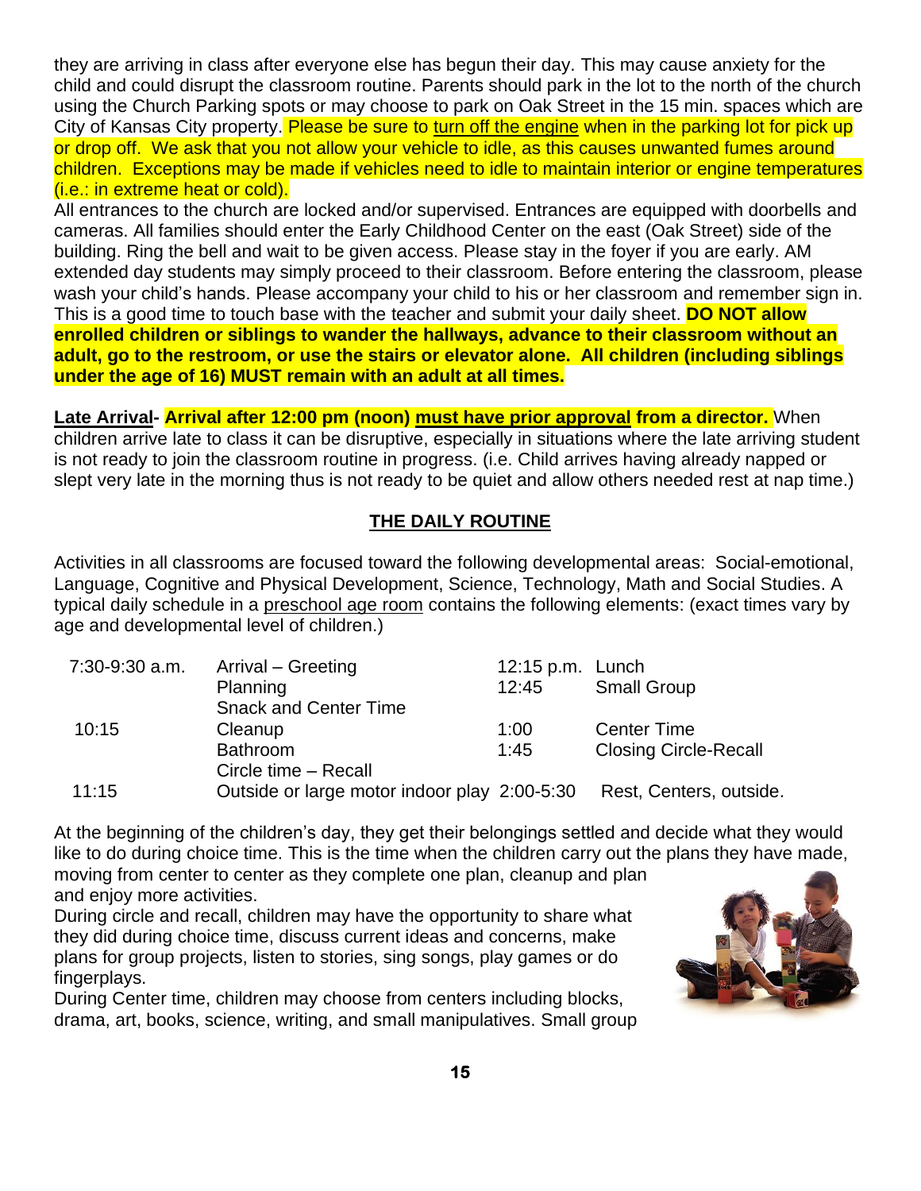they are arriving in class after everyone else has begun their day. This may cause anxiety for the child and could disrupt the classroom routine. Parents should park in the lot to the north of the church using the Church Parking spots or may choose to park on Oak Street in the 15 min. spaces which are City of Kansas City property. Please be sure to turn off the engine when in the parking lot for pick up or drop off. We ask that you not allow your vehicle to idle, as this causes unwanted fumes around children. Exceptions may be made if vehicles need to idle to maintain interior or engine temperatures (i.e.: in extreme heat or cold).

All entrances to the church are locked and/or supervised. Entrances are equipped with doorbells and cameras. All families should enter the Early Childhood Center on the east (Oak Street) side of the building. Ring the bell and wait to be given access. Please stay in the foyer if you are early. AM extended day students may simply proceed to their classroom. Before entering the classroom, please wash your child's hands. Please accompany your child to his or her classroom and remember sign in. This is a good time to touch base with the teacher and submit your daily sheet. **DO NOT allow enrolled children or siblings to wander the hallways, advance to their classroom without an adult, go to the restroom, or use the stairs or elevator alone. All children (including siblings under the age of 16) MUST remain with an adult at all times.**

**Late Arrival- Arrival after 12:00 pm (noon) must have prior approval from a director.** When children arrive late to class it can be disruptive, especially in situations where the late arriving student is not ready to join the classroom routine in progress. (i.e. Child arrives having already napped or slept very late in the morning thus is not ready to be quiet and allow others needed rest at nap time.)

## THE DAILY ROUTINE

Activities in all classrooms are focused toward the following developmental areas: Social-emotional, Language, Cognitive and Physical Development, Science, Technology, Math and Social Studies. A typical daily schedule in a preschool age room contains the following elements: (exact times vary by age and developmental level of children.)

| Time | Activity | Time | Activity |
|---|---|---|---|
| 7:30-9:30 a.m. | Arrival – Greeting | 12:15 p.m. | Lunch |
| | Planning | 12:45 | Small Group |
| | Snack and Center Time | | |
| 10:15 | Cleanup | 1:00 | Center Time |
| | Bathroom | 1:45 | Closing Circle-Recall |
| | Circle time – Recall | | |
| 11:15 | Outside or large motor indoor play | 2:00-5:30 | Rest, Centers, outside. |

At the beginning of the children's day, they get their belongings settled and decide what they would like to do during choice time. This is the time when the children carry out the plans they have made, moving from center to center as they complete one plan, cleanup and plan and enjoy more activities.

During circle and recall, children may have the opportunity to share what they did during choice time, discuss current ideas and concerns, make plans for group projects, listen to stories, sing songs, play games or do fingerplays.

During Center time, children may choose from centers including blocks, drama, art, books, science, writing, and small manipulatives. Small group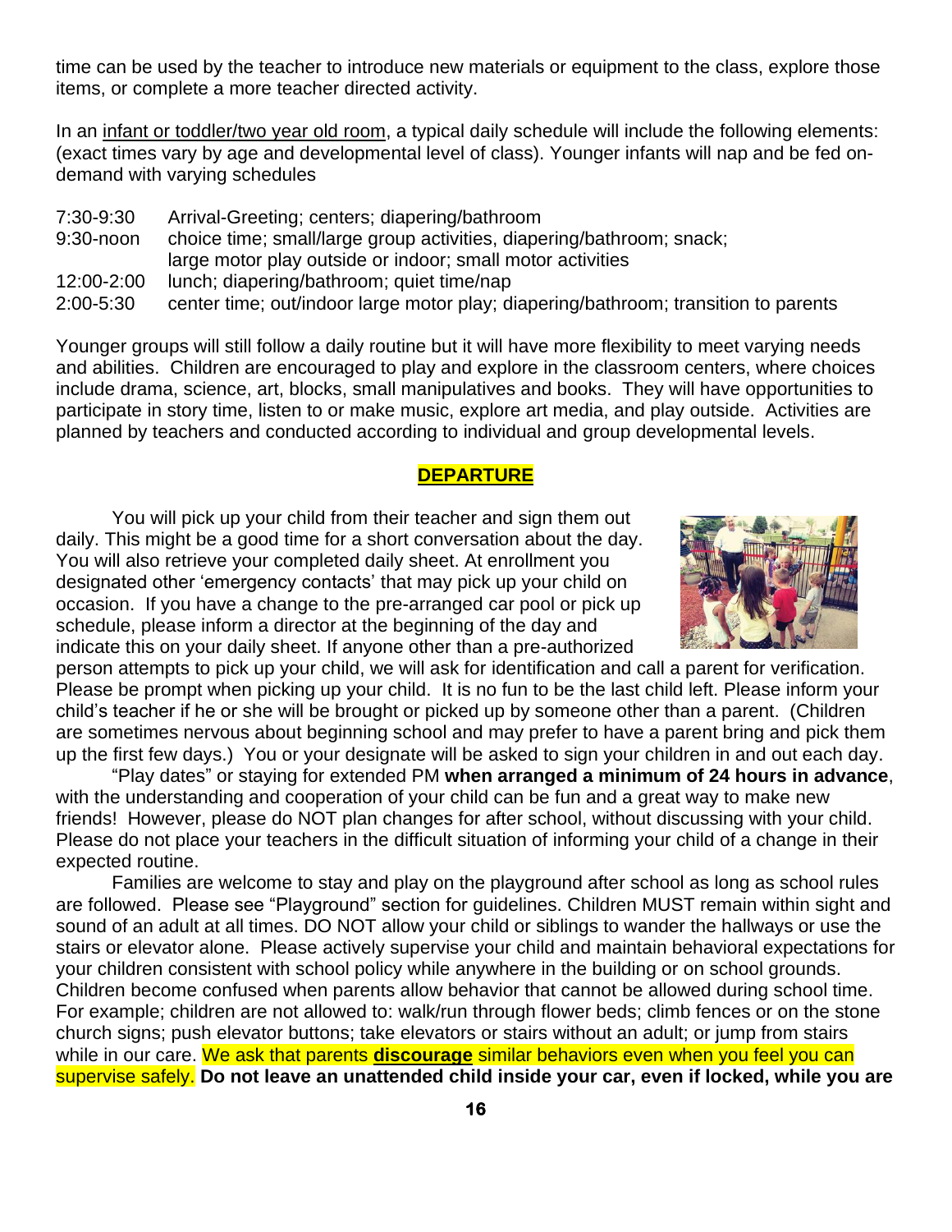time can be used by the teacher to introduce new materials or equipment to the class, explore those items, or complete a more teacher directed activity.

In an infant or toddler/two year old room, a typical daily schedule will include the following elements: (exact times vary by age and developmental level of class). Younger infants will nap and be fed on-demand with varying schedules

| | |
|---|---|
| 7:30-9:30 | Arrival-Greeting; centers; diapering/bathroom |
| 9:30-noon | choice time; small/large group activities, diapering/bathroom; snack; large motor play outside or indoor; small motor activities |
| 12:00-2:00 | lunch; diapering/bathroom; quiet time/nap |
| 2:00-5:30 | center time; out/indoor large motor play; diapering/bathroom; transition to parents |

Younger groups will still follow a daily routine but it will have more flexibility to meet varying needs and abilities. Children are encouraged to play and explore in the classroom centers, where choices include drama, science, art, blocks, small manipulatives and books. They will have opportunities to participate in story time, listen to or make music, explore art media, and play outside. Activities are planned by teachers and conducted according to individual and group developmental levels.

## DEPARTURE

You will pick up your child from their teacher and sign them out daily. This might be a good time for a short conversation about the day. You will also retrieve your completed daily sheet. At enrollment you designated other 'emergency contacts' that may pick up your child on occasion. If you have a change to the pre-arranged car pool or pick up schedule, please inform a director at the beginning of the day and indicate this on your daily sheet. If anyone other than a pre-authorized person attempts to pick up your child, we will ask for identification and call a parent for verification. Please be prompt when picking up your child. It is no fun to be the last child left. Please inform your child's teacher if he or she will be brought or picked up by someone other than a parent. (Children are sometimes nervous about beginning school and may prefer to have a parent bring and pick them up the first few days.) You or your designate will be asked to sign your children in and out each day.

"Play dates" or staying for extended PM **when arranged a minimum of 24 hours in advance**, with the understanding and cooperation of your child can be fun and a great way to make new friends! However, please do NOT plan changes for after school, without discussing with your child. Please do not place your teachers in the difficult situation of informing your child of a change in their expected routine.

Families are welcome to stay and play on the playground after school as long as school rules are followed. Please see "Playground" section for guidelines. Children MUST remain within sight and sound of an adult at all times. DO NOT allow your child or siblings to wander the hallways or use the stairs or elevator alone. Please actively supervise your child and maintain behavioral expectations for your children consistent with school policy while anywhere in the building or on school grounds. Children become confused when parents allow behavior that cannot be allowed during school time. For example; children are not allowed to: walk/run through flower beds; climb fences or on the stone church signs; push elevator buttons; take elevators or stairs without an adult; or jump from stairs while in our care. We ask that parents **discourage** similar behaviors even when you feel you can supervise safely. **Do not leave an unattended child inside your car, even if locked, while you are**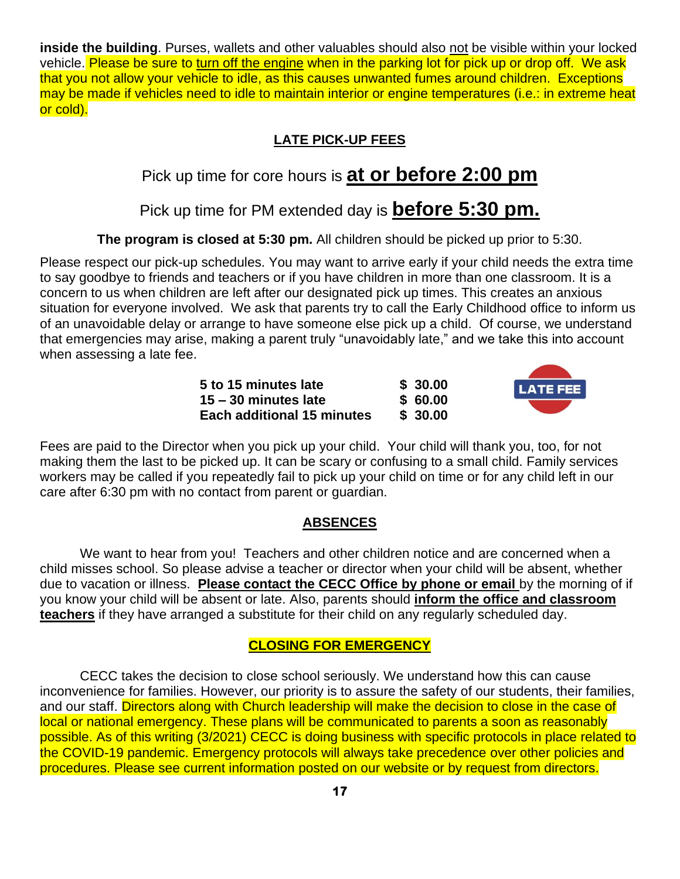**inside the building**. Purses, wallets and other valuables should also not be visible within your locked vehicle. Please be sure to turn off the engine when in the parking lot for pick up or drop off. We ask that you not allow your vehicle to idle, as this causes unwanted fumes around children. Exceptions may be made if vehicles need to idle to maintain interior or engine temperatures (i.e.: in extreme heat or cold).

## LATE PICK-UP FEES

Pick up time for core hours is **at or before 2:00 pm**

Pick up time for PM extended day is **before 5:30 pm.**

**The program is closed at 5:30 pm.** All children should be picked up prior to 5:30.

Please respect our pick-up schedules. You may want to arrive early if your child needs the extra time to say goodbye to friends and teachers or if you have children in more than one classroom. It is a concern to us when children are left after our designated pick up times. This creates an anxious situation for everyone involved. We ask that parents try to call the Early Childhood office to inform us of an unavoidable delay or arrange to have someone else pick up a child. Of course, we understand that emergencies may arise, making a parent truly "unavoidably late," and we take this into account when assessing a late fee.

| | |
|---|---|
| **5 to 15 minutes late** | **$ 30.00** |
| **15 – 30 minutes late** | **$ 60.00** |
| **Each additional 15 minutes** | **$ 30.00** |

Fees are paid to the Director when you pick up your child. Your child will thank you, too, for not making them the last to be picked up. It can be scary or confusing to a small child. Family services workers may be called if you repeatedly fail to pick up your child on time or for any child left in our care after 6:30 pm with no contact from parent or guardian.

## ABSENCES

We want to hear from you! Teachers and other children notice and are concerned when a child misses school. So please advise a teacher or director when your child will be absent, whether due to vacation or illness. **Please contact the CECC Office by phone or email** by the morning of if you know your child will be absent or late. Also, parents should **inform the office and classroom teachers** if they have arranged a substitute for their child on any regularly scheduled day.

## CLOSING FOR EMERGENCY

CECC takes the decision to close school seriously. We understand how this can cause inconvenience for families. However, our priority is to assure the safety of our students, their families, and our staff. Directors along with Church leadership will make the decision to close in the case of local or national emergency. These plans will be communicated to parents a soon as reasonably possible. As of this writing (3/2021) CECC is doing business with specific protocols in place related to the COVID-19 pandemic. Emergency protocols will always take precedence over other policies and procedures. Please see current information posted on our website or by request from directors.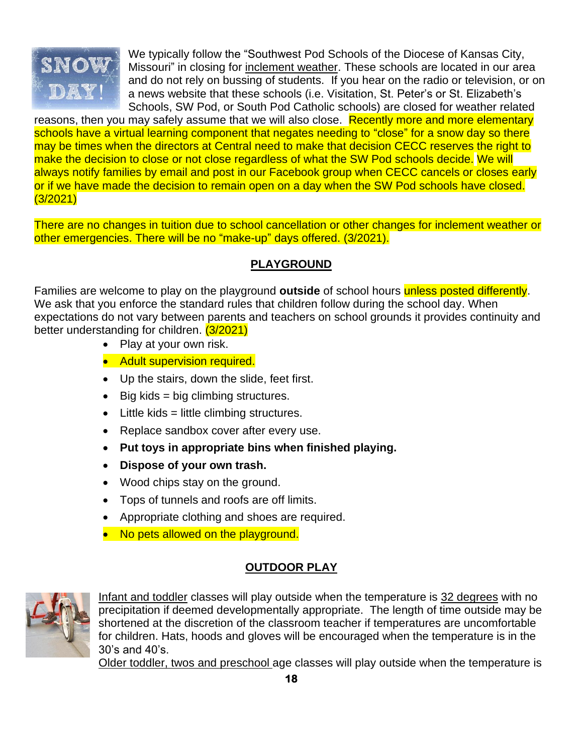We typically follow the "Southwest Pod Schools of the Diocese of Kansas City, Missouri" in closing for inclement weather. These schools are located in our area and do not rely on bussing of students. If you hear on the radio or television, or on a news website that these schools (i.e. Visitation, St. Peter's or St. Elizabeth's Schools, SW Pod, or South Pod Catholic schools) are closed for weather related reasons, then you may safely assume that we will also close. Recently more and more elementary schools have a virtual learning component that negates needing to "close" for a snow day so there may be times when the directors at Central need to make that decision CECC reserves the right to make the decision to close or not close regardless of what the SW Pod schools decide. We will always notify families by email and post in our Facebook group when CECC cancels or closes early or if we have made the decision to remain open on a day when the SW Pod schools have closed. (3/2021)

There are no changes in tuition due to school cancellation or other changes for inclement weather or other emergencies. There will be no "make-up" days offered. (3/2021).

## PLAYGROUND

Families are welcome to play on the playground **outside** of school hours unless posted differently. We ask that you enforce the standard rules that children follow during the school day. When expectations do not vary between parents and teachers on school grounds it provides continuity and better understanding for children. (3/2021)

- Play at your own risk.
- Adult supervision required.
- Up the stairs, down the slide, feet first.
- Big kids = big climbing structures.
- Little kids = little climbing structures.
- Replace sandbox cover after every use.
- **Put toys in appropriate bins when finished playing.**
- **Dispose of your own trash.**
- Wood chips stay on the ground.
- Tops of tunnels and roofs are off limits.
- Appropriate clothing and shoes are required.
- No pets allowed on the playground.

## OUTDOOR PLAY

Infant and toddler classes will play outside when the temperature is 32 degrees with no precipitation if deemed developmentally appropriate. The length of time outside may be shortened at the discretion of the classroom teacher if temperatures are uncomfortable for children. Hats, hoods and gloves will be encouraged when the temperature is in the 30's and 40's.

Older toddler, twos and preschool age classes will play outside when the temperature is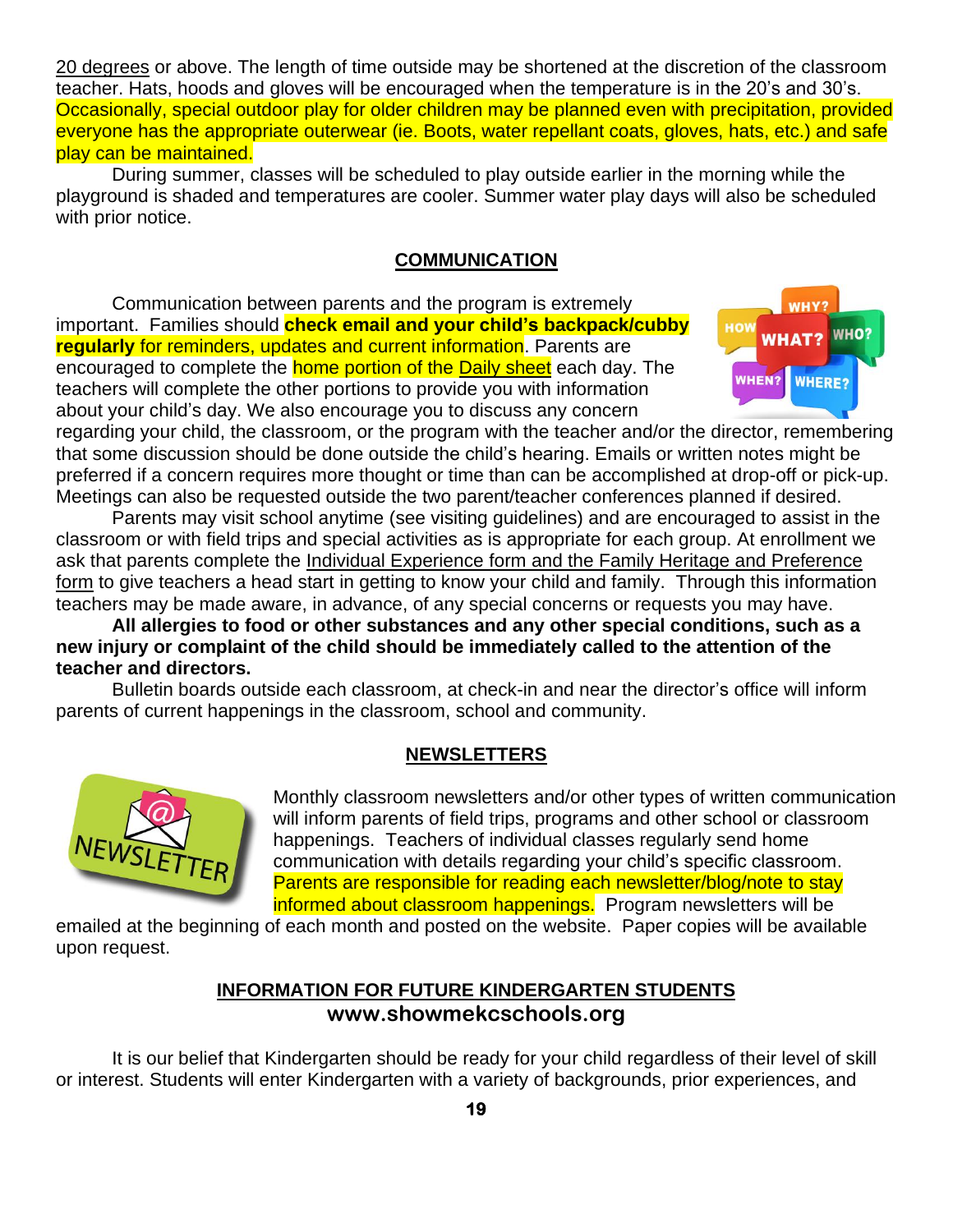20 degrees or above. The length of time outside may be shortened at the discretion of the classroom teacher. Hats, hoods and gloves will be encouraged when the temperature is in the 20's and 30's. Occasionally, special outdoor play for older children may be planned even with precipitation, provided everyone has the appropriate outerwear (ie. Boots, water repellant coats, gloves, hats, etc.) and safe play can be maintained.

During summer, classes will be scheduled to play outside earlier in the morning while the playground is shaded and temperatures are cooler. Summer water play days will also be scheduled with prior notice.

## COMMUNICATION

Communication between parents and the program is extremely important. Families should **check email and your child's backpack/cubby regularly** for reminders, updates and current information. Parents are encouraged to complete the home portion of the Daily sheet each day. The teachers will complete the other portions to provide you with information about your child's day. We also encourage you to discuss any concern regarding your child, the classroom, or the program with the teacher and/or the director, remembering that some discussion should be done outside the child's hearing. Emails or written notes might be preferred if a concern requires more thought or time than can be accomplished at drop-off or pick-up. Meetings can also be requested outside the two parent/teacher conferences planned if desired.

Parents may visit school anytime (see visiting guidelines) and are encouraged to assist in the classroom or with field trips and special activities as is appropriate for each group. At enrollment we ask that parents complete the Individual Experience form and the Family Heritage and Preference form to give teachers a head start in getting to know your child and family. Through this information teachers may be made aware, in advance, of any special concerns or requests you may have.

**All allergies to food or other substances and any other special conditions, such as a new injury or complaint of the child should be immediately called to the attention of the teacher and directors.**

Bulletin boards outside each classroom, at check-in and near the director's office will inform parents of current happenings in the classroom, school and community.

## NEWSLETTERS

Monthly classroom newsletters and/or other types of written communication will inform parents of field trips, programs and other school or classroom happenings. Teachers of individual classes regularly send home communication with details regarding your child's specific classroom. Parents are responsible for reading each newsletter/blog/note to stay informed about classroom happenings. Program newsletters will be emailed at the beginning of each month and posted on the website. Paper copies will be available upon request.

## INFORMATION FOR FUTURE KINDERGARTEN STUDENTS

**www.showmekcschools.org**

It is our belief that Kindergarten should be ready for your child regardless of their level of skill or interest. Students will enter Kindergarten with a variety of backgrounds, prior experiences, and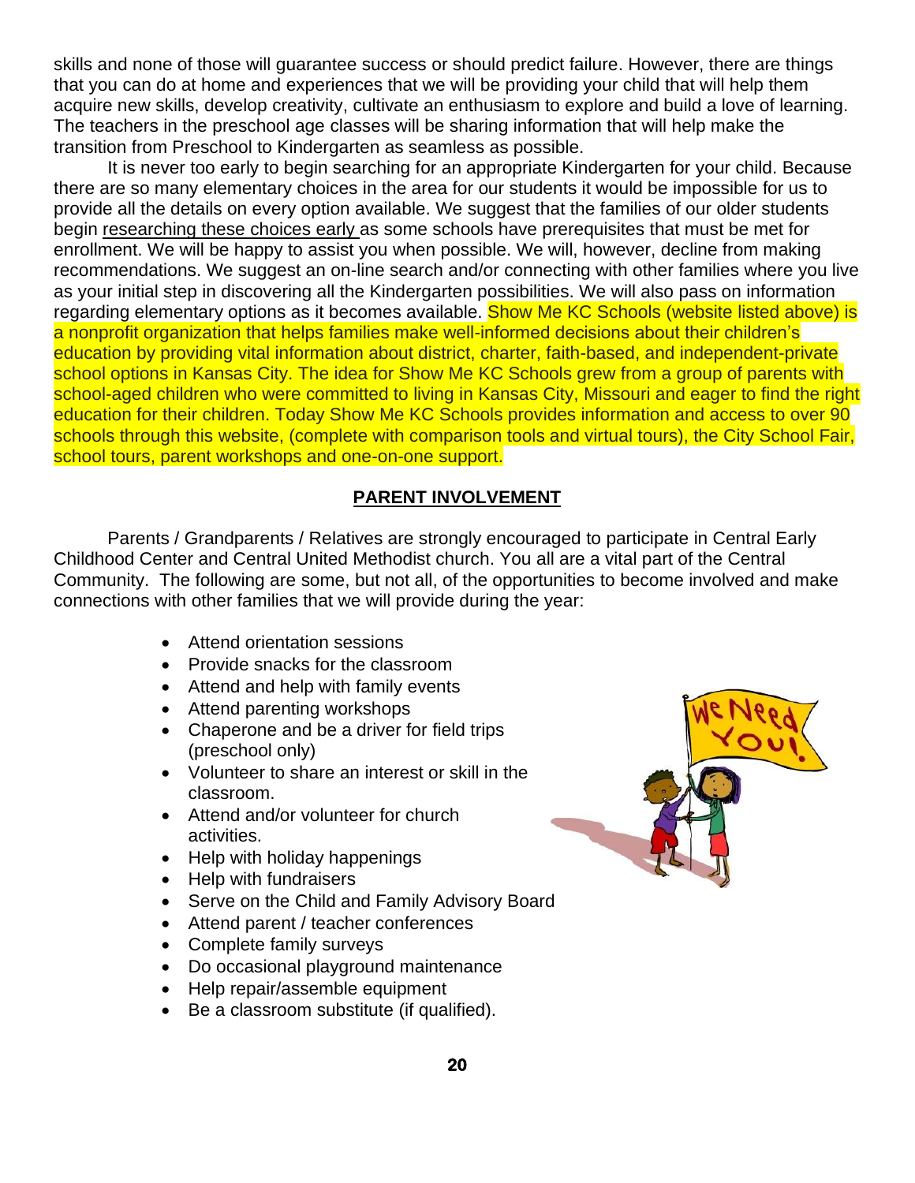skills and none of those will guarantee success or should predict failure. However, there are things that you can do at home and experiences that we will be providing your child that will help them acquire new skills, develop creativity, cultivate an enthusiasm to explore and build a love of learning. The teachers in the preschool age classes will be sharing information that will help make the transition from Preschool to Kindergarten as seamless as possible.

It is never too early to begin searching for an appropriate Kindergarten for your child. Because there are so many elementary choices in the area for our students it would be impossible for us to provide all the details on every option available. We suggest that the families of our older students begin researching these choices early as some schools have prerequisites that must be met for enrollment. We will be happy to assist you when possible. We will, however, decline from making recommendations. We suggest an on-line search and/or connecting with other families where you live as your initial step in discovering all the Kindergarten possibilities. We will also pass on information regarding elementary options as it becomes available. Show Me KC Schools (website listed above) is a nonprofit organization that helps families make well-informed decisions about their children's education by providing vital information about district, charter, faith-based, and independent-private school options in Kansas City. The idea for Show Me KC Schools grew from a group of parents with school-aged children who were committed to living in Kansas City, Missouri and eager to find the right education for their children. Today Show Me KC Schools provides information and access to over 90 schools through this website, (complete with comparison tools and virtual tours), the City School Fair, school tours, parent workshops and one-on-one support.

## PARENT INVOLVEMENT

Parents / Grandparents / Relatives are strongly encouraged to participate in Central Early Childhood Center and Central United Methodist church. You all are a vital part of the Central Community. The following are some, but not all, of the opportunities to become involved and make connections with other families that we will provide during the year:

- Attend orientation sessions
- Provide snacks for the classroom
- Attend and help with family events
- Attend parenting workshops
- Chaperone and be a driver for field trips (preschool only)
- Volunteer to share an interest or skill in the classroom.
- Attend and/or volunteer for church activities.
- Help with holiday happenings
- Help with fundraisers
- Serve on the Child and Family Advisory Board
- Attend parent / teacher conferences
- Complete family surveys
- Do occasional playground maintenance
- Help repair/assemble equipment
- Be a classroom substitute (if qualified).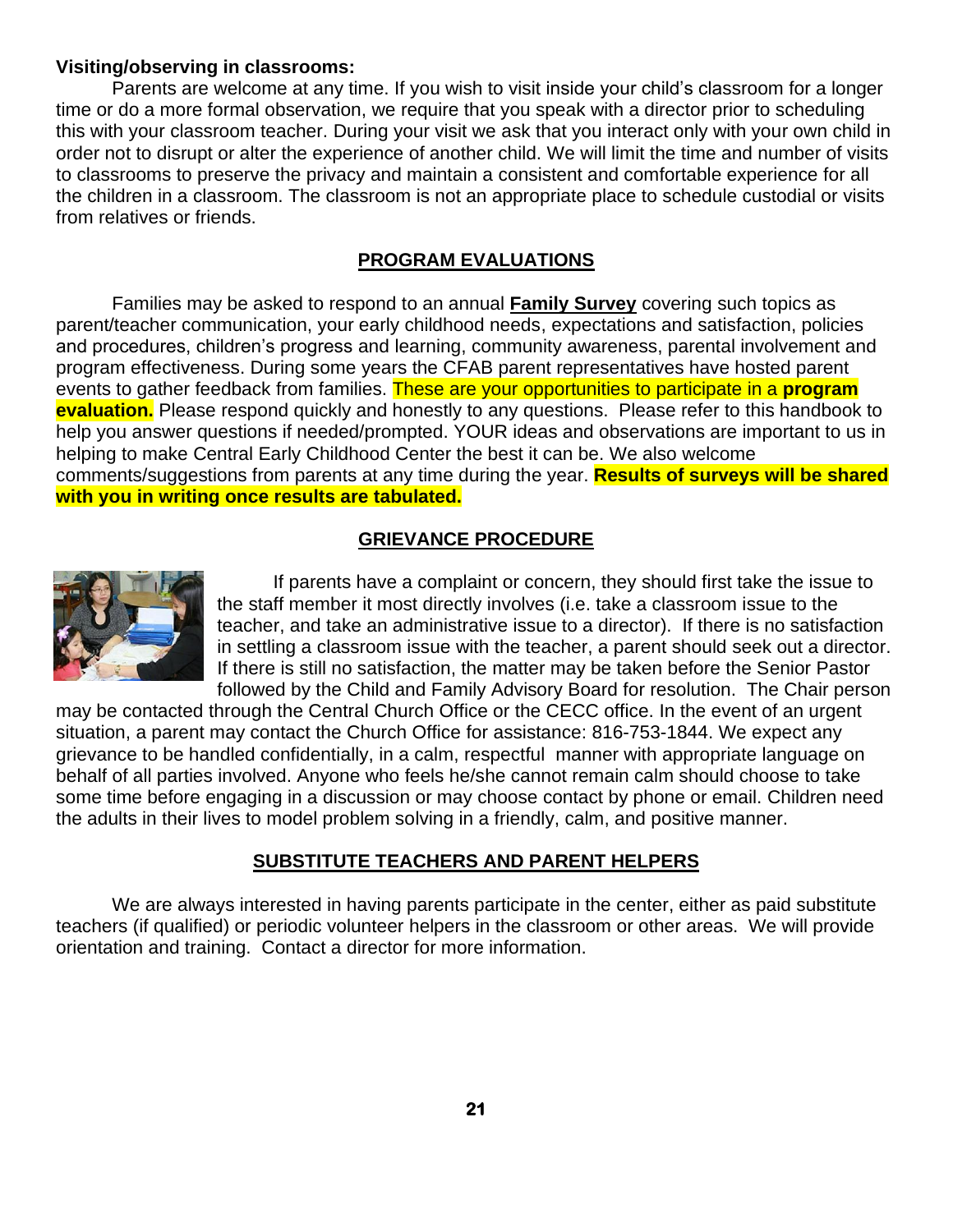**Visiting/observing in classrooms:**

Parents are welcome at any time. If you wish to visit inside your child's classroom for a longer time or do a more formal observation, we require that you speak with a director prior to scheduling this with your classroom teacher. During your visit we ask that you interact only with your own child in order not to disrupt or alter the experience of another child. We will limit the time and number of visits to classrooms to preserve the privacy and maintain a consistent and comfortable experience for all the children in a classroom. The classroom is not an appropriate place to schedule custodial or visits from relatives or friends.

## PROGRAM EVALUATIONS

Families may be asked to respond to an annual **Family Survey** covering such topics as parent/teacher communication, your early childhood needs, expectations and satisfaction, policies and procedures, children's progress and learning, community awareness, parental involvement and program effectiveness. During some years the CFAB parent representatives have hosted parent events to gather feedback from families. These are your opportunities to participate in a **program evaluation.** Please respond quickly and honestly to any questions. Please refer to this handbook to help you answer questions if needed/prompted. YOUR ideas and observations are important to us in helping to make Central Early Childhood Center the best it can be. We also welcome comments/suggestions from parents at any time during the year. **Results of surveys will be shared with you in writing once results are tabulated.**

## GRIEVANCE PROCEDURE

If parents have a complaint or concern, they should first take the issue to the staff member it most directly involves (i.e. take a classroom issue to the teacher, and take an administrative issue to a director). If there is no satisfaction in settling a classroom issue with the teacher, a parent should seek out a director. If there is still no satisfaction, the matter may be taken before the Senior Pastor followed by the Child and Family Advisory Board for resolution. The Chair person may be contacted through the Central Church Office or the CECC office. In the event of an urgent situation, a parent may contact the Church Office for assistance: 816-753-1844. We expect any grievance to be handled confidentially, in a calm, respectful manner with appropriate language on behalf of all parties involved. Anyone who feels he/she cannot remain calm should choose to take some time before engaging in a discussion or may choose contact by phone or email. Children need the adults in their lives to model problem solving in a friendly, calm, and positive manner.

## SUBSTITUTE TEACHERS AND PARENT HELPERS

We are always interested in having parents participate in the center, either as paid substitute teachers (if qualified) or periodic volunteer helpers in the classroom or other areas. We will provide orientation and training. Contact a director for more information.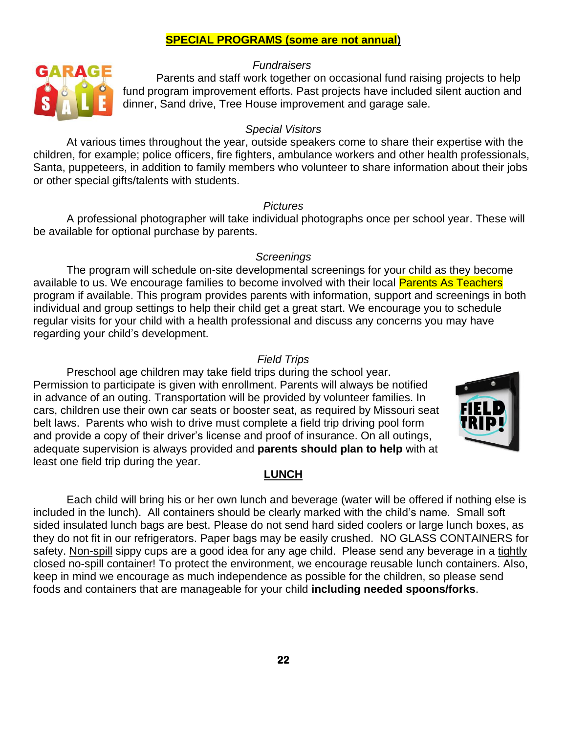## **SPECIAL PROGRAMS (some are not annual)**

### *Fundraisers*

Parents and staff work together on occasional fund raising projects to help fund program improvement efforts. Past projects have included silent auction and dinner, Sand drive, Tree House improvement and garage sale.

### *Special Visitors*

At various times throughout the year, outside speakers come to share their expertise with the children, for example; police officers, fire fighters, ambulance workers and other health professionals, Santa, puppeteers, in addition to family members who volunteer to share information about their jobs or other special gifts/talents with students.

### *Pictures*

A professional photographer will take individual photographs once per school year. These will be available for optional purchase by parents.

### *Screenings*

The program will schedule on-site developmental screenings for your child as they become available to us. We encourage families to become involved with their local Parents As Teachers program if available. This program provides parents with information, support and screenings in both individual and group settings to help their child get a great start. We encourage you to schedule regular visits for your child with a health professional and discuss any concerns you may have regarding your child's development.

### *Field Trips*

Preschool age children may take field trips during the school year. Permission to participate is given with enrollment. Parents will always be notified in advance of an outing. Transportation will be provided by volunteer families. In cars, children use their own car seats or booster seat, as required by Missouri seat belt laws. Parents who wish to drive must complete a field trip driving pool form and provide a copy of their driver's license and proof of insurance. On all outings, adequate supervision is always provided and **parents should plan to help** with at least one field trip during the year.

## **LUNCH**

Each child will bring his or her own lunch and beverage (water will be offered if nothing else is included in the lunch). All containers should be clearly marked with the child's name. Small soft sided insulated lunch bags are best. Please do not send hard sided coolers or large lunch boxes, as they do not fit in our refrigerators. Paper bags may be easily crushed. NO GLASS CONTAINERS for safety. Non-spill sippy cups are a good idea for any age child. Please send any beverage in a tightly closed no-spill container! To protect the environment, we encourage reusable lunch containers. Also, keep in mind we encourage as much independence as possible for the children, so please send foods and containers that are manageable for your child **including needed spoons/forks**.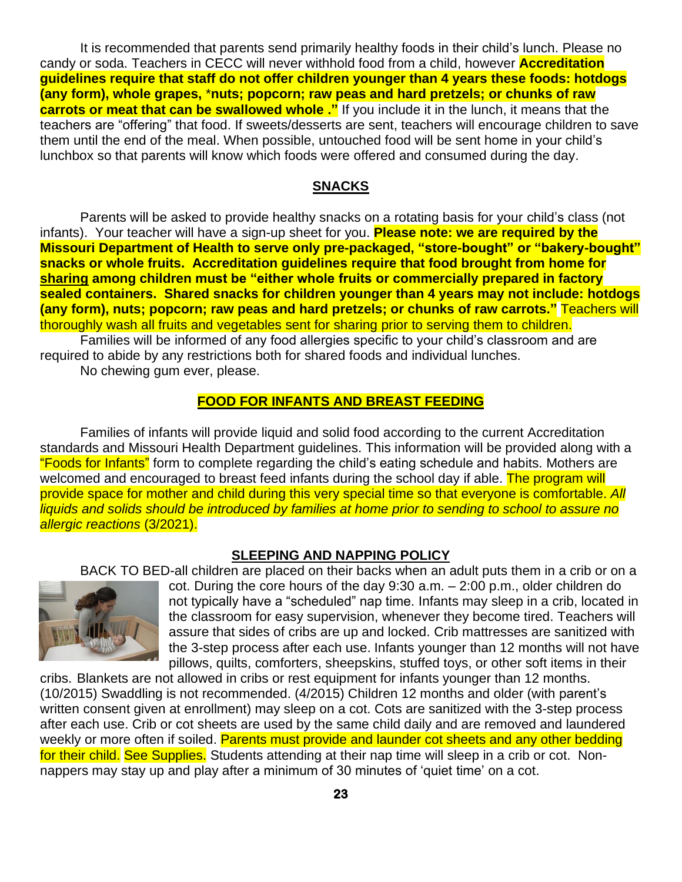It is recommended that parents send primarily healthy foods in their child's lunch. Please no candy or soda. Teachers in CECC will never withhold food from a child, however **Accreditation guidelines require that staff do not offer children younger than 4 years these foods: hotdogs (any form), whole grapes, *nuts; popcorn; raw peas and hard pretzels; or chunks of raw carrots or meat that can be swallowed whole ."** If you include it in the lunch, it means that the teachers are "offering" that food. If sweets/desserts are sent, teachers will encourage children to save them until the end of the meal. When possible, untouched food will be sent home in your child's lunchbox so that parents will know which foods were offered and consumed during the day.

## SNACKS

Parents will be asked to provide healthy snacks on a rotating basis for your child's class (not infants). Your teacher will have a sign-up sheet for you. **Please note: we are required by the Missouri Department of Health to serve only pre-packaged, "store-bought" or "bakery-bought" snacks or whole fruits. Accreditation guidelines require that food brought from home for <u>sharing</u> among children must be "either whole fruits or commercially prepared in factory sealed containers. Shared snacks for children younger than 4 years may not include: hotdogs (any form), nuts; popcorn; raw peas and hard pretzels; or chunks of raw carrots."** Teachers will thoroughly wash all fruits and vegetables sent for sharing prior to serving them to children.

Families will be informed of any food allergies specific to your child's classroom and are required to abide by any restrictions both for shared foods and individual lunches.

No chewing gum ever, please.

## FOOD FOR INFANTS AND BREAST FEEDING

Families of infants will provide liquid and solid food according to the current Accreditation standards and Missouri Health Department guidelines. This information will be provided along with a "Foods for Infants" form to complete regarding the child's eating schedule and habits. Mothers are welcomed and encouraged to breast feed infants during the school day if able. The program will provide space for mother and child during this very special time so that everyone is comfortable. *All liquids and solids should be introduced by families at home prior to sending to school to assure no allergic reactions* (3/2021).

## SLEEPING AND NAPPING POLICY

BACK TO BED-all children are placed on their backs when an adult puts them in a crib or on a cot. During the core hours of the day 9:30 a.m. – 2:00 p.m., older children do not typically have a "scheduled" nap time. Infants may sleep in a crib, located in the classroom for easy supervision, whenever they become tired. Teachers will assure that sides of cribs are up and locked. Crib mattresses are sanitized with the 3-step process after each use. Infants younger than 12 months will not have pillows, quilts, comforters, sheepskins, stuffed toys, or other soft items in their cribs. Blankets are not allowed in cribs or rest equipment for infants younger than 12 months. (10/2015) Swaddling is not recommended. (4/2015) Children 12 months and older (with parent's written consent given at enrollment) may sleep on a cot. Cots are sanitized with the 3-step process after each use. Crib or cot sheets are used by the same child daily and are removed and laundered weekly or more often if soiled. Parents must provide and launder cot sheets and any other bedding for their child. See Supplies. Students attending at their nap time will sleep in a crib or cot. Non-nappers may stay up and play after a minimum of 30 minutes of 'quiet time' on a cot.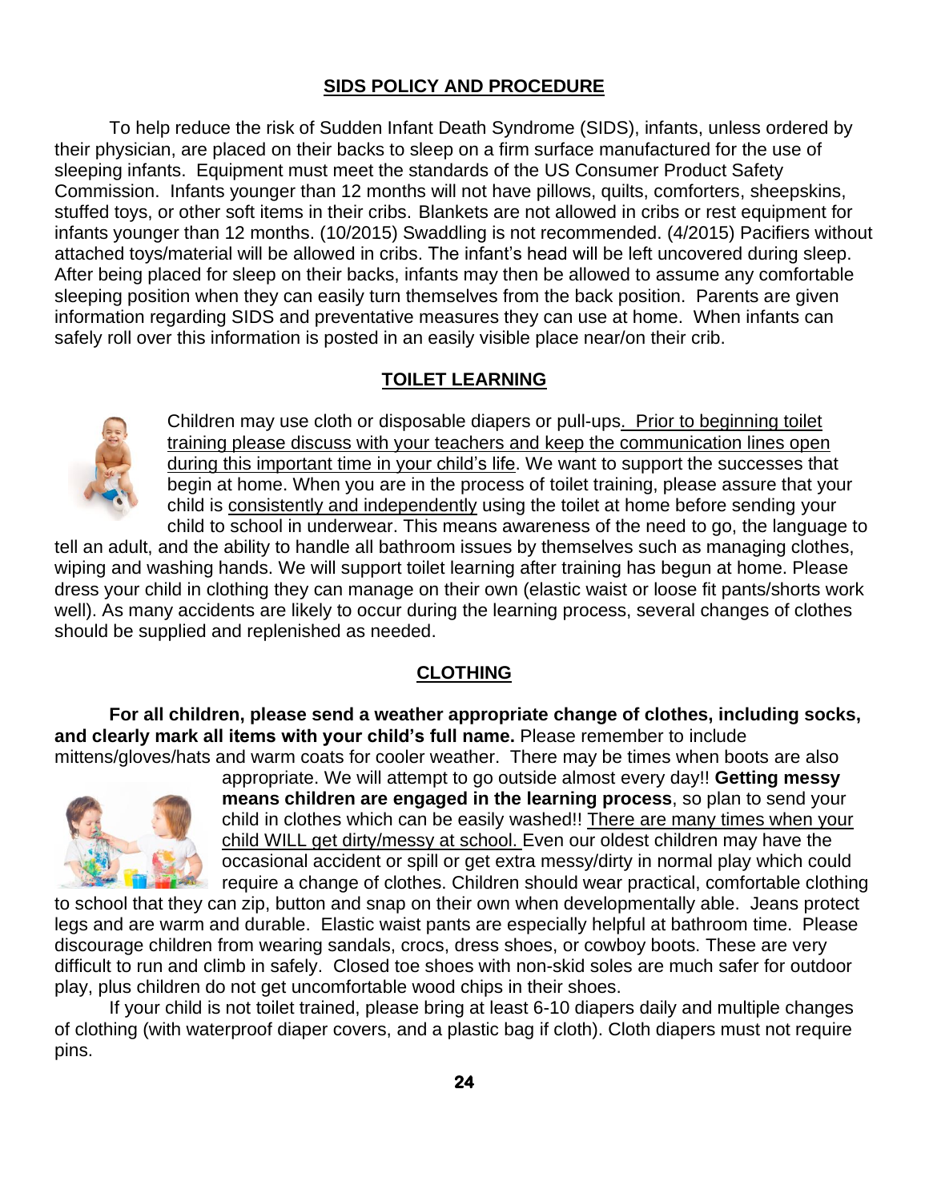## SIDS POLICY AND PROCEDURE

To help reduce the risk of Sudden Infant Death Syndrome (SIDS), infants, unless ordered by their physician, are placed on their backs to sleep on a firm surface manufactured for the use of sleeping infants. Equipment must meet the standards of the US Consumer Product Safety Commission. Infants younger than 12 months will not have pillows, quilts, comforters, sheepskins, stuffed toys, or other soft items in their cribs. Blankets are not allowed in cribs or rest equipment for infants younger than 12 months. (10/2015) Swaddling is not recommended. (4/2015) Pacifiers without attached toys/material will be allowed in cribs. The infant's head will be left uncovered during sleep. After being placed for sleep on their backs, infants may then be allowed to assume any comfortable sleeping position when they can easily turn themselves from the back position. Parents are given information regarding SIDS and preventative measures they can use at home. When infants can safely roll over this information is posted in an easily visible place near/on their crib.

## TOILET LEARNING

Children may use cloth or disposable diapers or pull-ups. Prior to beginning toilet training please discuss with your teachers and keep the communication lines open during this important time in your child's life. We want to support the successes that begin at home. When you are in the process of toilet training, please assure that your child is consistently and independently using the toilet at home before sending your child to school in underwear. This means awareness of the need to go, the language to tell an adult, and the ability to handle all bathroom issues by themselves such as managing clothes, wiping and washing hands. We will support toilet learning after training has begun at home. Please dress your child in clothing they can manage on their own (elastic waist or loose fit pants/shorts work well). As many accidents are likely to occur during the learning process, several changes of clothes should be supplied and replenished as needed.

## CLOTHING

**For all children, please send a weather appropriate change of clothes, including socks, and clearly mark all items with your child's full name.** Please remember to include mittens/gloves/hats and warm coats for cooler weather. There may be times when boots are also appropriate. We will attempt to go outside almost every day!! **Getting messy means children are engaged in the learning process**, so plan to send your child in clothes which can be easily washed!! There are many times when your child WILL get dirty/messy at school. Even our oldest children may have the occasional accident or spill or get extra messy/dirty in normal play which could require a change of clothes. Children should wear practical, comfortable clothing to school that they can zip, button and snap on their own when developmentally able. Jeans protect legs and are warm and durable. Elastic waist pants are especially helpful at bathroom time. Please discourage children from wearing sandals, crocs, dress shoes, or cowboy boots. These are very difficult to run and climb in safely. Closed toe shoes with non-skid soles are much safer for outdoor play, plus children do not get uncomfortable wood chips in their shoes.

If your child is not toilet trained, please bring at least 6-10 diapers daily and multiple changes of clothing (with waterproof diaper covers, and a plastic bag if cloth). Cloth diapers must not require pins.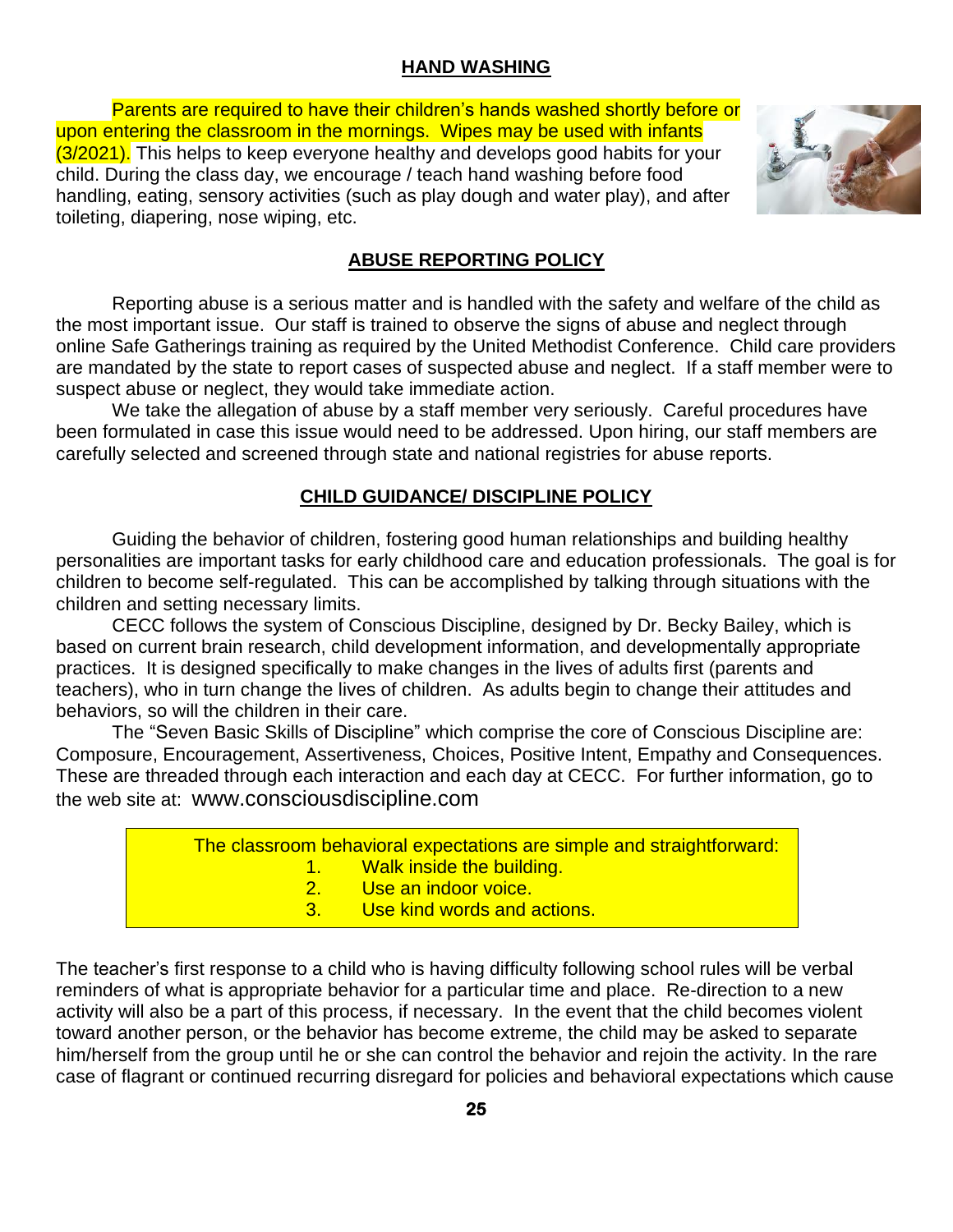## HAND WASHING

Parents are required to have their children's hands washed shortly before or upon entering the classroom in the mornings. Wipes may be used with infants (3/2021). This helps to keep everyone healthy and develops good habits for your child. During the class day, we encourage / teach hand washing before food handling, eating, sensory activities (such as play dough and water play), and after toileting, diapering, nose wiping, etc.

## ABUSE REPORTING POLICY

Reporting abuse is a serious matter and is handled with the safety and welfare of the child as the most important issue. Our staff is trained to observe the signs of abuse and neglect through online Safe Gatherings training as required by the United Methodist Conference. Child care providers are mandated by the state to report cases of suspected abuse and neglect. If a staff member were to suspect abuse or neglect, they would take immediate action.

We take the allegation of abuse by a staff member very seriously. Careful procedures have been formulated in case this issue would need to be addressed. Upon hiring, our staff members are carefully selected and screened through state and national registries for abuse reports.

## CHILD GUIDANCE/ DISCIPLINE POLICY

Guiding the behavior of children, fostering good human relationships and building healthy personalities are important tasks for early childhood care and education professionals. The goal is for children to become self-regulated. This can be accomplished by talking through situations with the children and setting necessary limits.

CECC follows the system of Conscious Discipline, designed by Dr. Becky Bailey, which is based on current brain research, child development information, and developmentally appropriate practices. It is designed specifically to make changes in the lives of adults first (parents and teachers), who in turn change the lives of children. As adults begin to change their attitudes and behaviors, so will the children in their care.

The "Seven Basic Skills of Discipline" which comprise the core of Conscious Discipline are: Composure, Encouragement, Assertiveness, Choices, Positive Intent, Empathy and Consequences. These are threaded through each interaction and each day at CECC. For further information, go to the web site at: www.consciousdiscipline.com

The classroom behavioral expectations are simple and straightforward:

1. Walk inside the building.
2. Use an indoor voice.
3. Use kind words and actions.

The teacher's first response to a child who is having difficulty following school rules will be verbal reminders of what is appropriate behavior for a particular time and place. Re-direction to a new activity will also be a part of this process, if necessary. In the event that the child becomes violent toward another person, or the behavior has become extreme, the child may be asked to separate him/herself from the group until he or she can control the behavior and rejoin the activity. In the rare case of flagrant or continued recurring disregard for policies and behavioral expectations which cause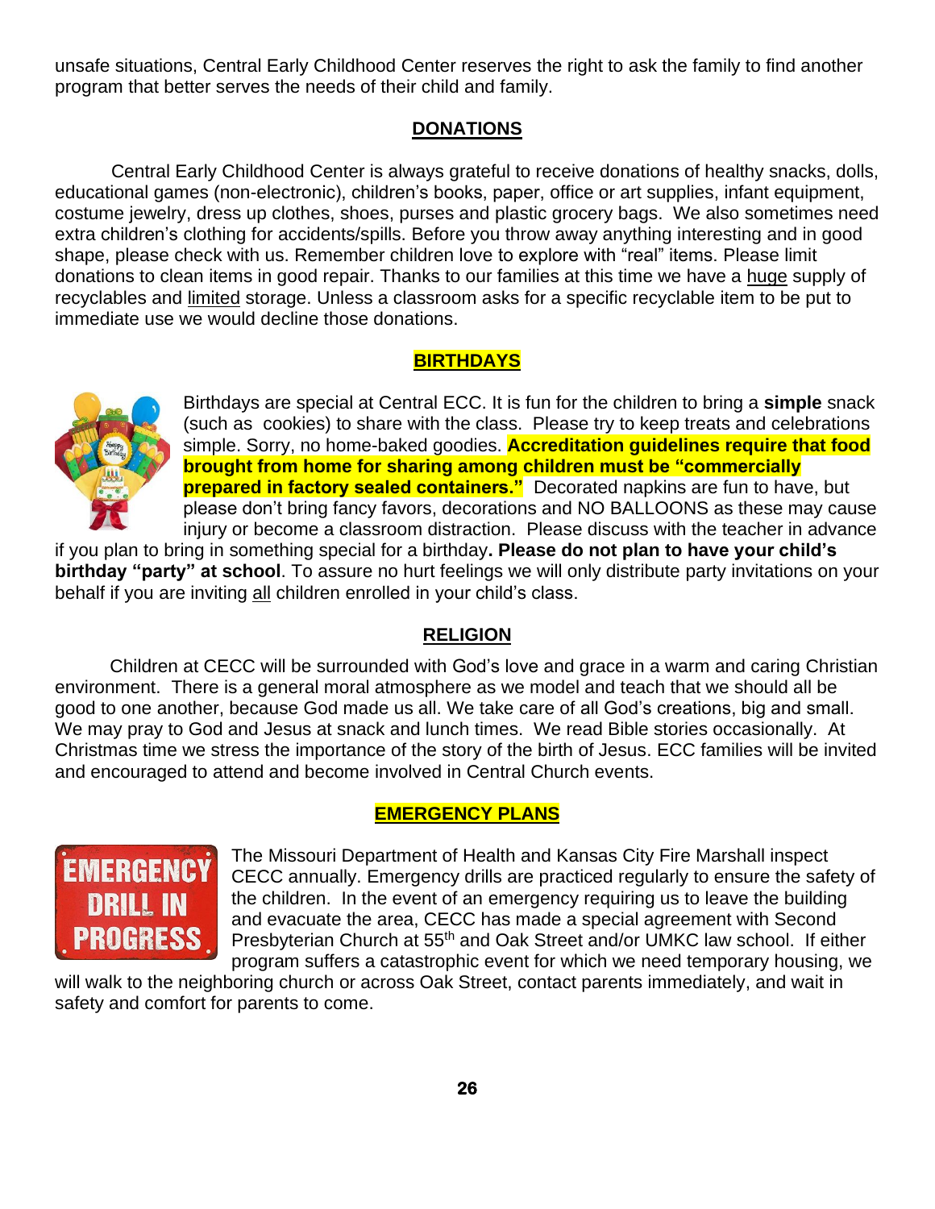unsafe situations, Central Early Childhood Center reserves the right to ask the family to find another program that better serves the needs of their child and family.

## DONATIONS

Central Early Childhood Center is always grateful to receive donations of healthy snacks, dolls, educational games (non-electronic), children's books, paper, office or art supplies, infant equipment, costume jewelry, dress up clothes, shoes, purses and plastic grocery bags. We also sometimes need extra children's clothing for accidents/spills. Before you throw away anything interesting and in good shape, please check with us. Remember children love to explore with "real" items. Please limit donations to clean items in good repair. Thanks to our families at this time we have a huge supply of recyclables and limited storage. Unless a classroom asks for a specific recyclable item to be put to immediate use we would decline those donations.

## BIRTHDAYS

Birthdays are special at Central ECC. It is fun for the children to bring a **simple** snack (such as cookies) to share with the class. Please try to keep treats and celebrations simple. Sorry, no home-baked goodies. **Accreditation guidelines require that food brought from home for sharing among children must be "commercially prepared in factory sealed containers."** Decorated napkins are fun to have, but please don't bring fancy favors, decorations and NO BALLOONS as these may cause injury or become a classroom distraction. Please discuss with the teacher in advance if you plan to bring in something special for a birthday**. Please do not plan to have your child's birthday "party" at school**. To assure no hurt feelings we will only distribute party invitations on your behalf if you are inviting all children enrolled in your child's class.

## RELIGION

Children at CECC will be surrounded with God's love and grace in a warm and caring Christian environment. There is a general moral atmosphere as we model and teach that we should all be good to one another, because God made us all. We take care of all God's creations, big and small. We may pray to God and Jesus at snack and lunch times. We read Bible stories occasionally. At Christmas time we stress the importance of the story of the birth of Jesus. ECC families will be invited and encouraged to attend and become involved in Central Church events.

## EMERGENCY PLANS

The Missouri Department of Health and Kansas City Fire Marshall inspect CECC annually. Emergency drills are practiced regularly to ensure the safety of the children. In the event of an emergency requiring us to leave the building and evacuate the area, CECC has made a special agreement with Second Presbyterian Church at 55th and Oak Street and/or UMKC law school. If either program suffers a catastrophic event for which we need temporary housing, we will walk to the neighboring church or across Oak Street, contact parents immediately, and wait in safety and comfort for parents to come.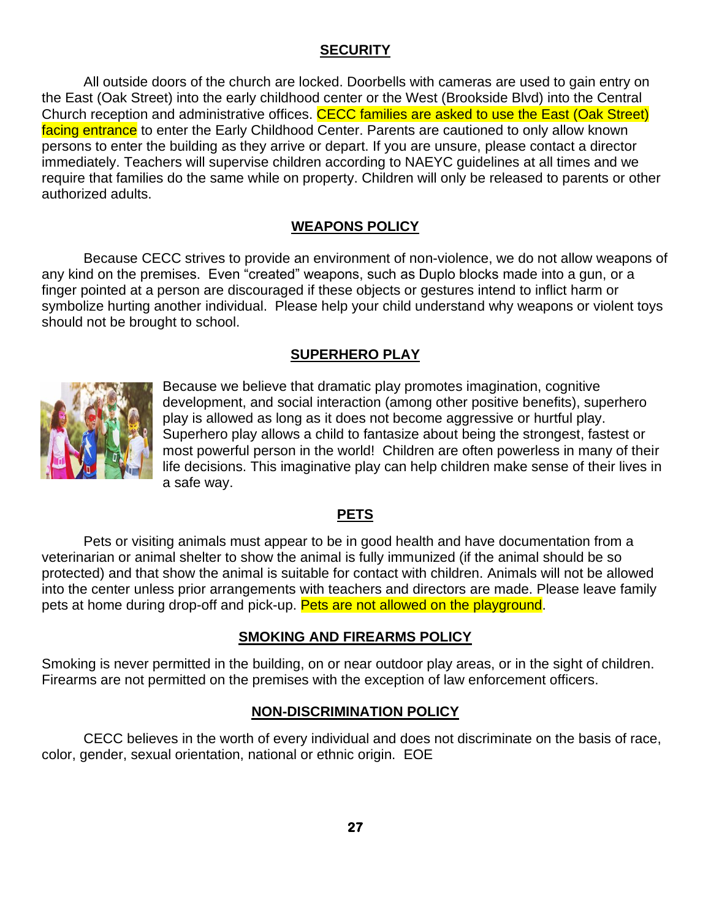## SECURITY

All outside doors of the church are locked. Doorbells with cameras are used to gain entry on the East (Oak Street) into the early childhood center or the West (Brookside Blvd) into the Central Church reception and administrative offices. CECC families are asked to use the East (Oak Street) facing entrance to enter the Early Childhood Center. Parents are cautioned to only allow known persons to enter the building as they arrive or depart. If you are unsure, please contact a director immediately. Teachers will supervise children according to NAEYC guidelines at all times and we require that families do the same while on property. Children will only be released to parents or other authorized adults.

## WEAPONS POLICY

Because CECC strives to provide an environment of non-violence, we do not allow weapons of any kind on the premises. Even "created" weapons, such as Duplo blocks made into a gun, or a finger pointed at a person are discouraged if these objects or gestures intend to inflict harm or symbolize hurting another individual. Please help your child understand why weapons or violent toys should not be brought to school.

## SUPERHERO PLAY

Because we believe that dramatic play promotes imagination, cognitive development, and social interaction (among other positive benefits), superhero play is allowed as long as it does not become aggressive or hurtful play. Superhero play allows a child to fantasize about being the strongest, fastest or most powerful person in the world! Children are often powerless in many of their life decisions. This imaginative play can help children make sense of their lives in a safe way.

## PETS

Pets or visiting animals must appear to be in good health and have documentation from a veterinarian or animal shelter to show the animal is fully immunized (if the animal should be so protected) and that show the animal is suitable for contact with children. Animals will not be allowed into the center unless prior arrangements with teachers and directors are made. Please leave family pets at home during drop-off and pick-up. Pets are not allowed on the playground.

## SMOKING AND FIREARMS POLICY

Smoking is never permitted in the building, on or near outdoor play areas, or in the sight of children. Firearms are not permitted on the premises with the exception of law enforcement officers.

## NON-DISCRIMINATION POLICY

CECC believes in the worth of every individual and does not discriminate on the basis of race, color, gender, sexual orientation, national or ethnic origin. EOE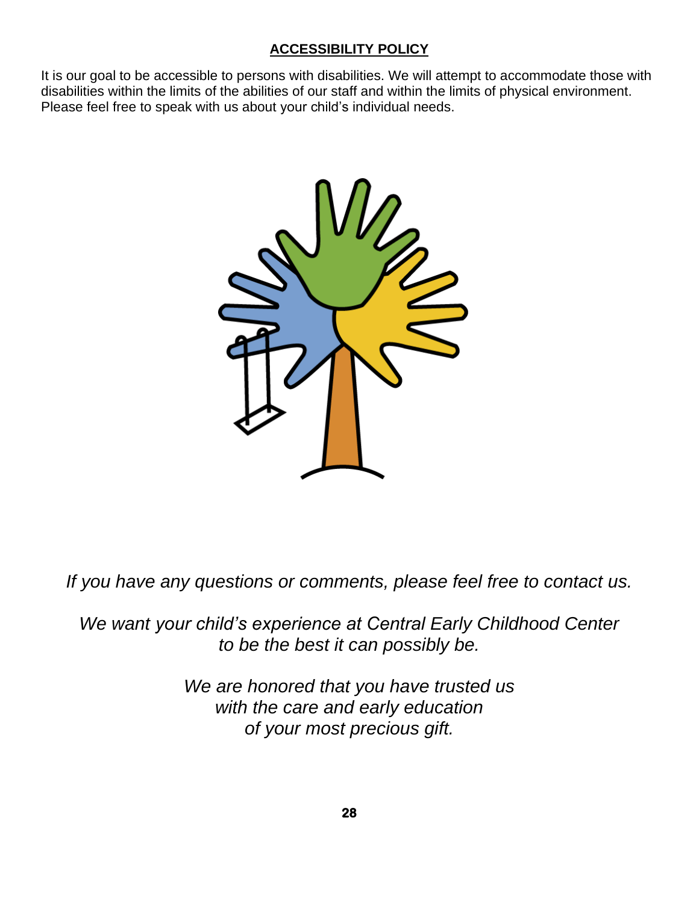## ACCESSIBILITY POLICY

It is our goal to be accessible to persons with disabilities. We will attempt to accommodate those with disabilities within the limits of the abilities of our staff and within the limits of physical environment. Please feel free to speak with us about your child's individual needs.

*If you have any questions or comments, please feel free to contact us.*

*We want your child's experience at Central Early Childhood Center to be the best it can possibly be.*

*We are honored that you have trusted us with the care and early education of your most precious gift.*